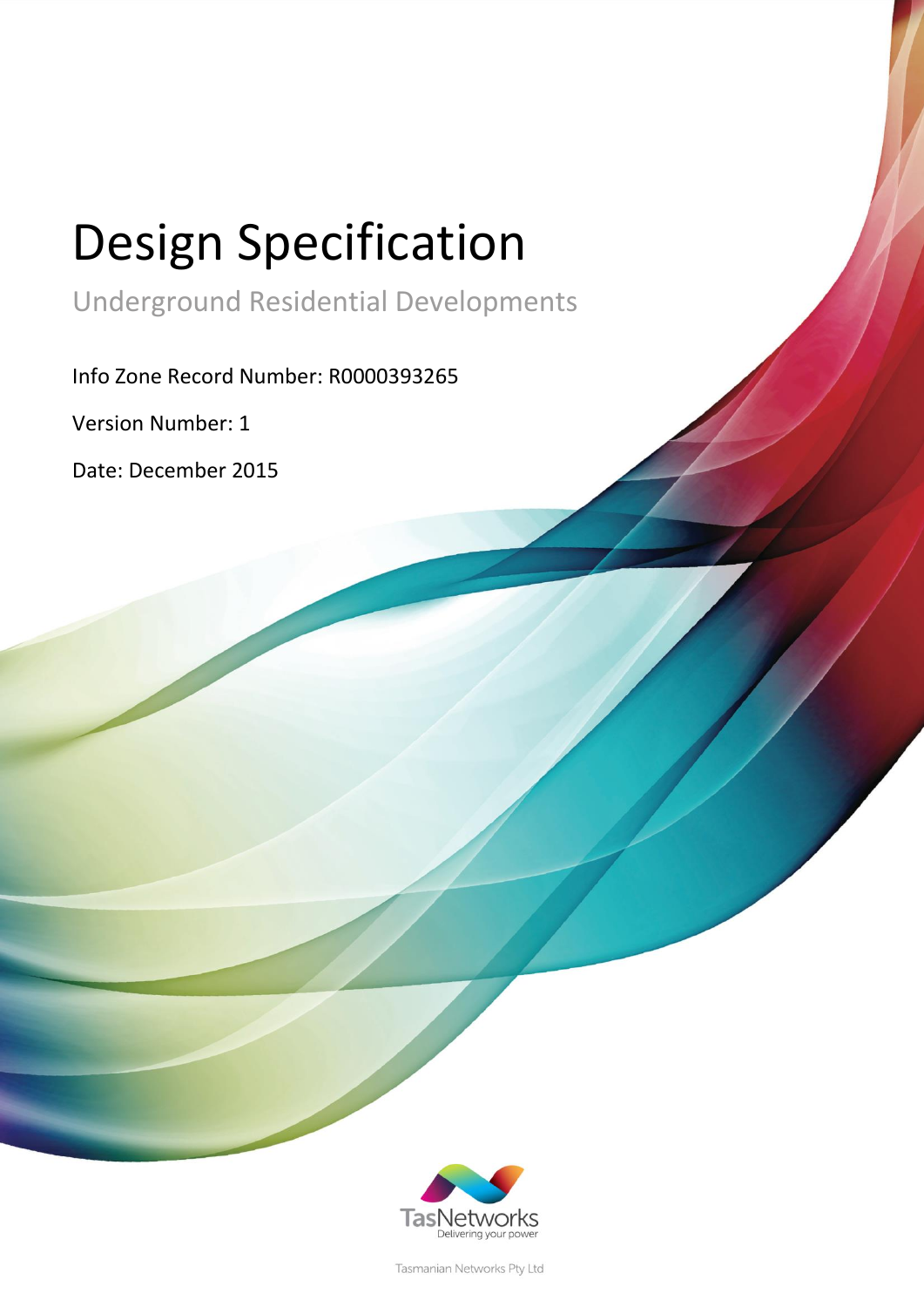# Design Specification

## Underground Residential Developments

Info Zone Record Number: R0000393265

Version Number: 1

Date: December 2015

TasNetworks
Delivering your power

Tasmanian Networks Pty Ltd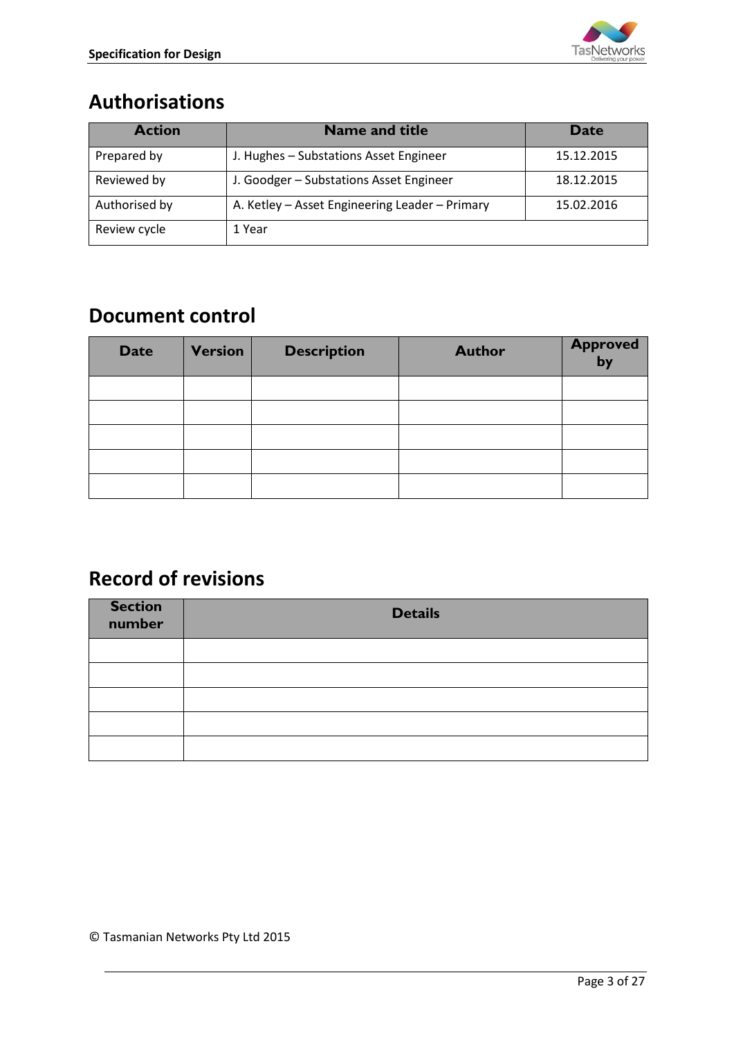## Authorisations

| Action | Name and title | Date |
|---|---|---|
| Prepared by | J. Hughes – Substations Asset Engineer | 15.12.2015 |
| Reviewed by | J. Goodger – Substations Asset Engineer | 18.12.2015 |
| Authorised by | A. Ketley – Asset Engineering Leader – Primary | 15.02.2016 |
| Review cycle | 1 Year | |

## Document control

| Date | Version | Description | Author | Approved by |
|---|---|---|---|---|
| | | | | |
| | | | | |
| | | | | |
| | | | | |
| | | | | |

## Record of revisions

| Section number | Details |
|---|---|
| | |
| | |
| | |
| | |
| | |

© Tasmanian Networks Pty Ltd 2015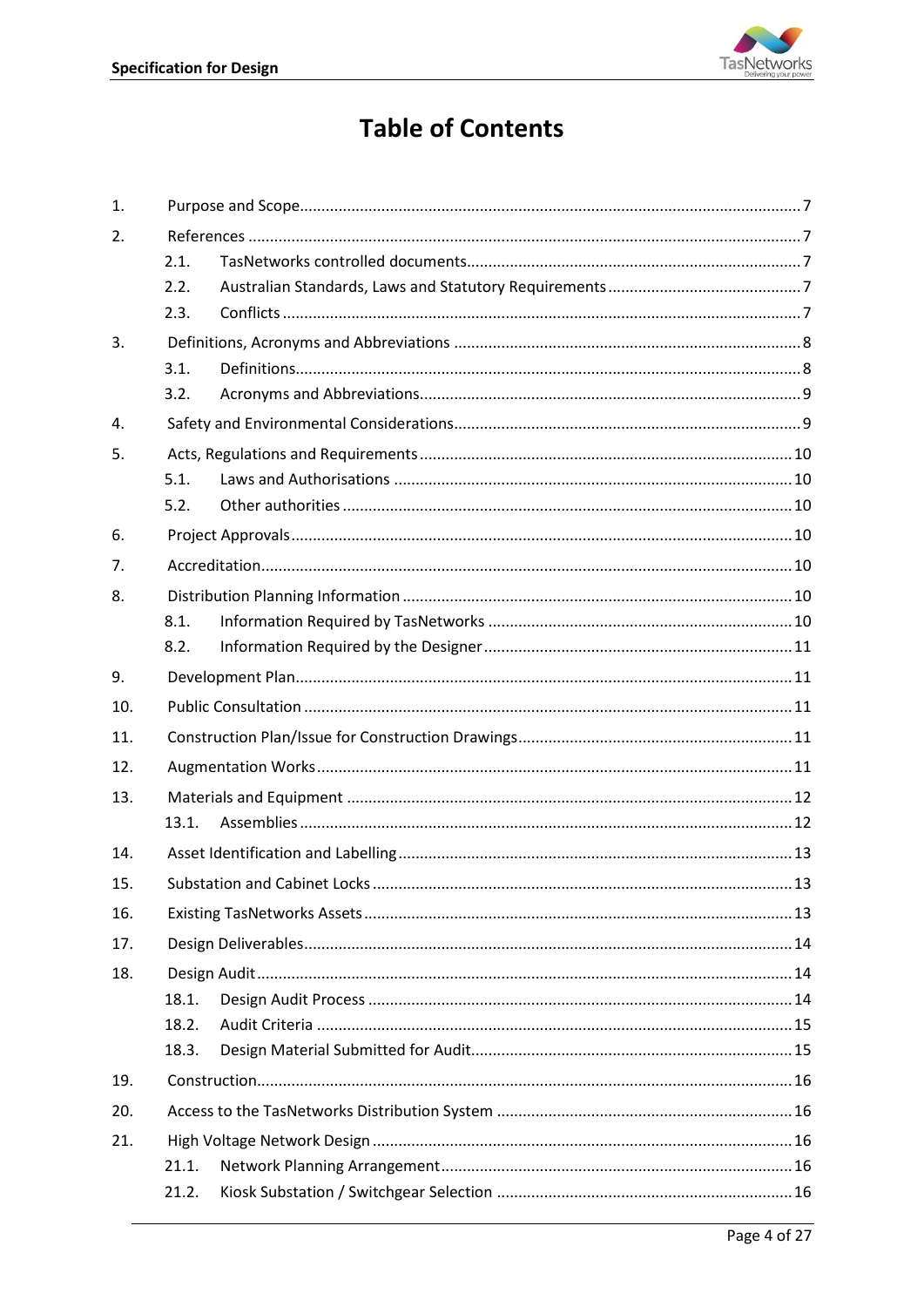# Table of Contents

| | | |
|---|---|---|
| 1. | Purpose and Scope | 7 |
| 2. | References | 7 |
| 2.1. | TasNetworks controlled documents | 7 |
| 2.2. | Australian Standards, Laws and Statutory Requirements | 7 |
| 2.3. | Conflicts | 7 |
| 3. | Definitions, Acronyms and Abbreviations | 8 |
| 3.1. | Definitions | 8 |
| 3.2. | Acronyms and Abbreviations | 9 |
| 4. | Safety and Environmental Considerations | 9 |
| 5. | Acts, Regulations and Requirements | 10 |
| 5.1. | Laws and Authorisations | 10 |
| 5.2. | Other authorities | 10 |
| 6. | Project Approvals | 10 |
| 7. | Accreditation | 10 |
| 8. | Distribution Planning Information | 10 |
| 8.1. | Information Required by TasNetworks | 10 |
| 8.2. | Information Required by the Designer | 11 |
| 9. | Development Plan | 11 |
| 10. | Public Consultation | 11 |
| 11. | Construction Plan/Issue for Construction Drawings | 11 |
| 12. | Augmentation Works | 11 |
| 13. | Materials and Equipment | 12 |
| 13.1. | Assemblies | 12 |
| 14. | Asset Identification and Labelling | 13 |
| 15. | Substation and Cabinet Locks | 13 |
| 16. | Existing TasNetworks Assets | 13 |
| 17. | Design Deliverables | 14 |
| 18. | Design Audit | 14 |
| 18.1. | Design Audit Process | 14 |
| 18.2. | Audit Criteria | 15 |
| 18.3. | Design Material Submitted for Audit | 15 |
| 19. | Construction | 16 |
| 20. | Access to the TasNetworks Distribution System | 16 |
| 21. | High Voltage Network Design | 16 |
| 21.1. | Network Planning Arrangement | 16 |
| 21.2. | Kiosk Substation / Switchgear Selection | 16 |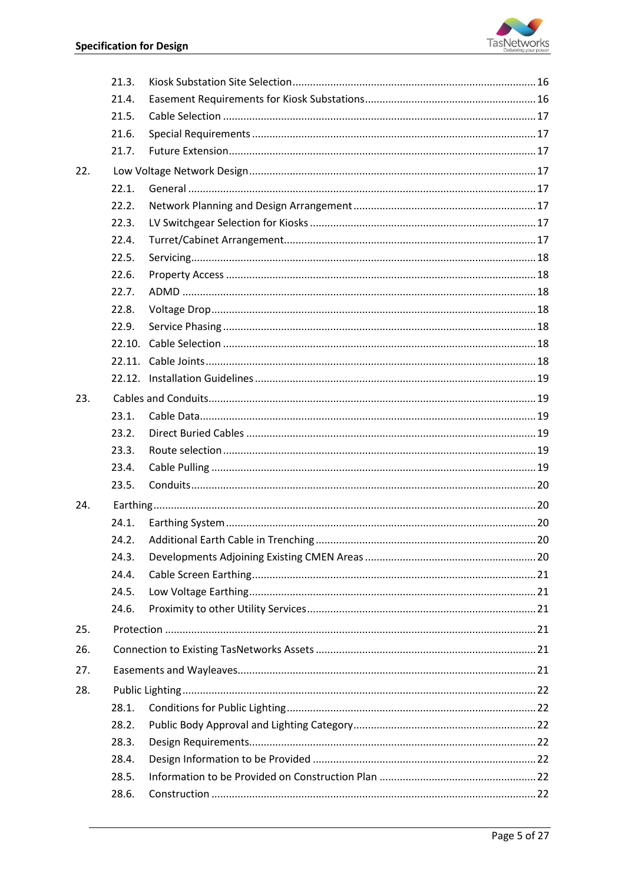| | | |
|---|---|---|
| 21.3. | Kiosk Substation Site Selection | 16 |
| 21.4. | Easement Requirements for Kiosk Substations | 16 |
| 21.5. | Cable Selection | 17 |
| 21.6. | Special Requirements | 17 |
| 21.7. | Future Extension | 17 |
| **22.** | **Low Voltage Network Design** | **17** |
| 22.1. | General | 17 |
| 22.2. | Network Planning and Design Arrangement | 17 |
| 22.3. | LV Switchgear Selection for Kiosks | 17 |
| 22.4. | Turret/Cabinet Arrangement | 17 |
| 22.5. | Servicing | 18 |
| 22.6. | Property Access | 18 |
| 22.7. | ADMD | 18 |
| 22.8. | Voltage Drop | 18 |
| 22.9. | Service Phasing | 18 |
| 22.10. | Cable Selection | 18 |
| 22.11. | Cable Joints | 18 |
| 22.12. | Installation Guidelines | 19 |
| **23.** | **Cables and Conduits** | **19** |
| 23.1. | Cable Data | 19 |
| 23.2. | Direct Buried Cables | 19 |
| 23.3. | Route selection | 19 |
| 23.4. | Cable Pulling | 19 |
| 23.5. | Conduits | 20 |
| **24.** | **Earthing** | **20** |
| 24.1. | Earthing System | 20 |
| 24.2. | Additional Earth Cable in Trenching | 20 |
| 24.3. | Developments Adjoining Existing CMEN Areas | 20 |
| 24.4. | Cable Screen Earthing | 21 |
| 24.5. | Low Voltage Earthing | 21 |
| 24.6. | Proximity to other Utility Services | 21 |
| **25.** | **Protection** | **21** |
| **26.** | **Connection to Existing TasNetworks Assets** | **21** |
| **27.** | **Easements and Wayleaves** | **21** |
| **28.** | **Public Lighting** | **22** |
| 28.1. | Conditions for Public Lighting | 22 |
| 28.2. | Public Body Approval and Lighting Category | 22 |
| 28.3. | Design Requirements | 22 |
| 28.4. | Design Information to be Provided | 22 |
| 28.5. | Information to be Provided on Construction Plan | 22 |
| 28.6. | Construction | 22 |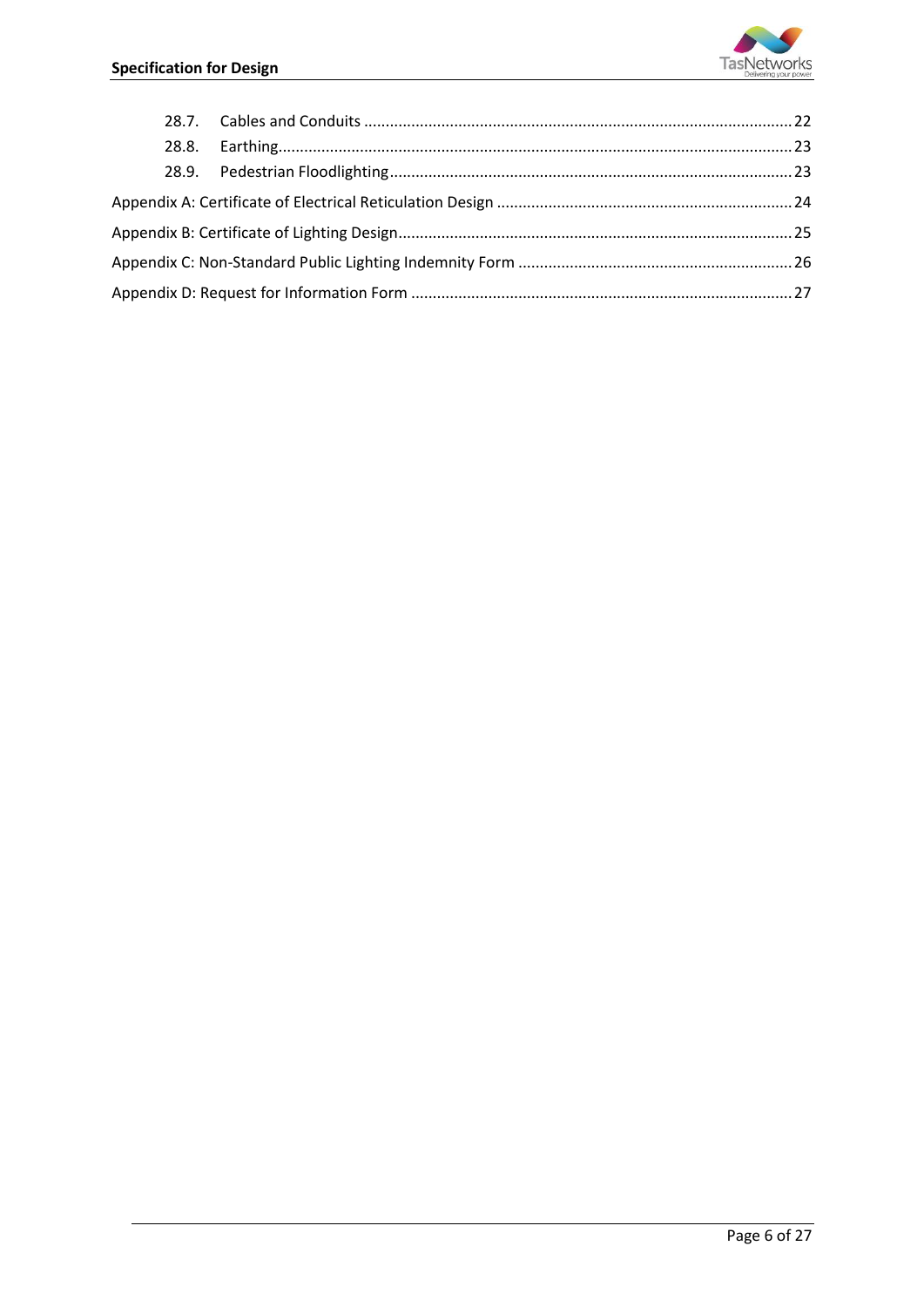28.7. Cables and Conduits ........................................................................................................ 22

28.8. Earthing............................................................................................................................ 23

28.9. Pedestrian Floodlighting ................................................................................................ 23

Appendix A: Certificate of Electrical Reticulation Design ........................................................ 24

Appendix B: Certificate of Lighting Design.................................................................................. 25

Appendix C: Non-Standard Public Lighting Indemnity Form ..................................................... 26

Appendix D: Request for Information Form ................................................................................ 27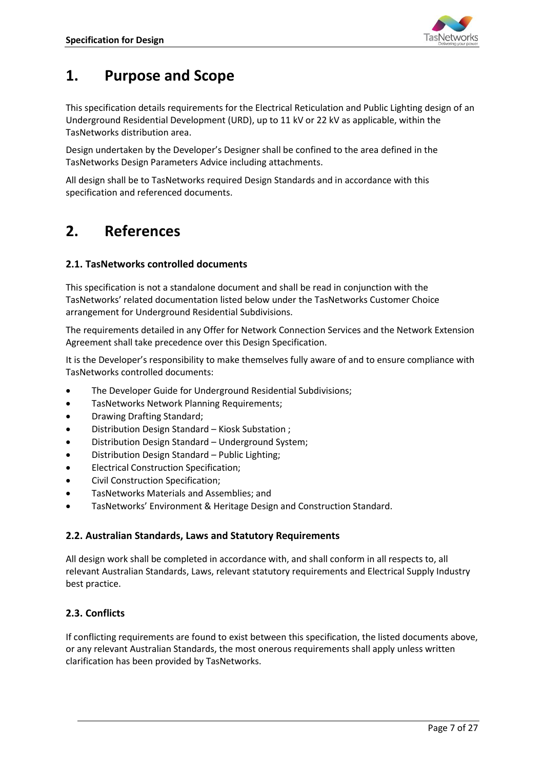# 1. Purpose and Scope

This specification details requirements for the Electrical Reticulation and Public Lighting design of an Underground Residential Development (URD), up to 11 kV or 22 kV as applicable, within the TasNetworks distribution area.

Design undertaken by the Developer's Designer shall be confined to the area defined in the TasNetworks Design Parameters Advice including attachments.

All design shall be to TasNetworks required Design Standards and in accordance with this specification and referenced documents.

# 2. References

## 2.1. TasNetworks controlled documents

This specification is not a standalone document and shall be read in conjunction with the TasNetworks' related documentation listed below under the TasNetworks Customer Choice arrangement for Underground Residential Subdivisions.

The requirements detailed in any Offer for Network Connection Services and the Network Extension Agreement shall take precedence over this Design Specification.

It is the Developer's responsibility to make themselves fully aware of and to ensure compliance with TasNetworks controlled documents:

- The Developer Guide for Underground Residential Subdivisions;
- TasNetworks Network Planning Requirements;
- Drawing Drafting Standard;
- Distribution Design Standard – Kiosk Substation ;
- Distribution Design Standard – Underground System;
- Distribution Design Standard – Public Lighting;
- Electrical Construction Specification;
- Civil Construction Specification;
- TasNetworks Materials and Assemblies; and
- TasNetworks' Environment & Heritage Design and Construction Standard.

## 2.2. Australian Standards, Laws and Statutory Requirements

All design work shall be completed in accordance with, and shall conform in all respects to, all relevant Australian Standards, Laws, relevant statutory requirements and Electrical Supply Industry best practice.

## 2.3. Conflicts

If conflicting requirements are found to exist between this specification, the listed documents above, or any relevant Australian Standards, the most onerous requirements shall apply unless written clarification has been provided by TasNetworks.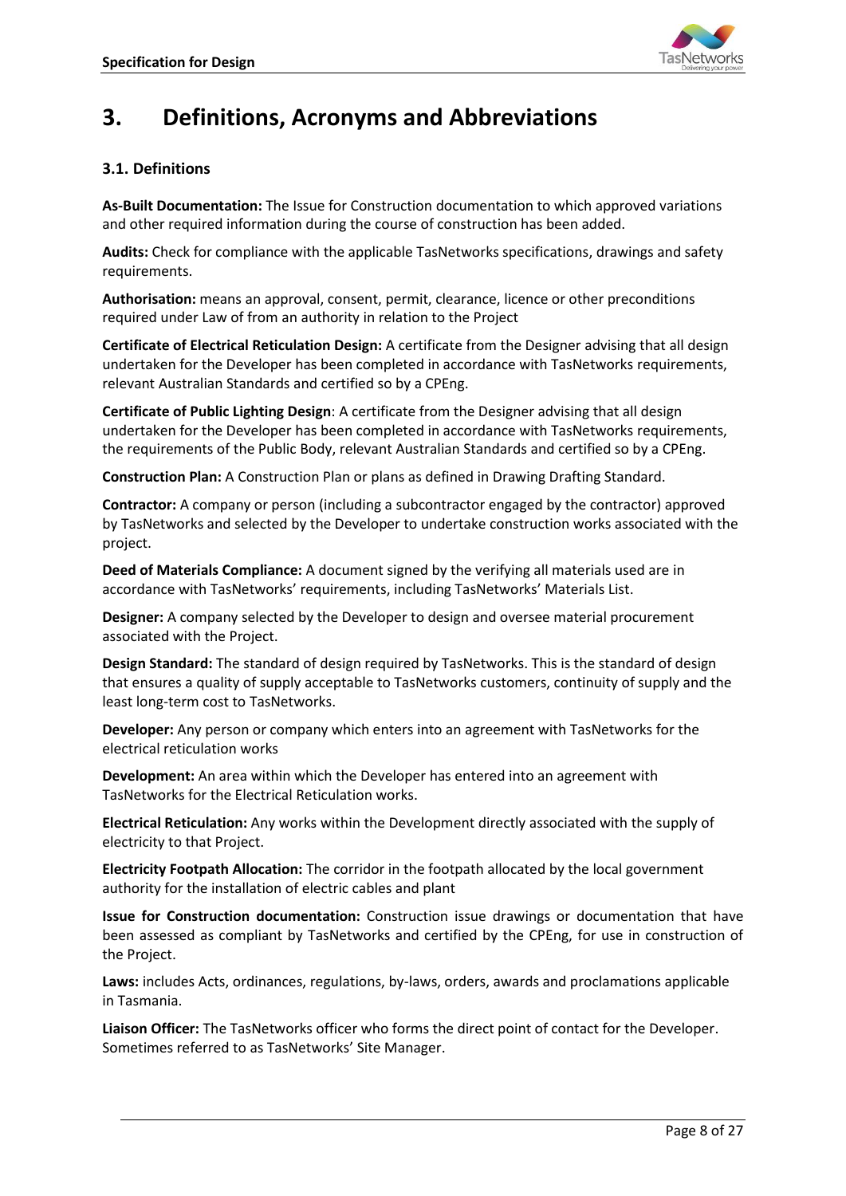# 3. Definitions, Acronyms and Abbreviations

## 3.1. Definitions

**As-Built Documentation:** The Issue for Construction documentation to which approved variations and other required information during the course of construction has been added.

**Audits:** Check for compliance with the applicable TasNetworks specifications, drawings and safety requirements.

**Authorisation:** means an approval, consent, permit, clearance, licence or other preconditions required under Law of from an authority in relation to the Project

**Certificate of Electrical Reticulation Design:** A certificate from the Designer advising that all design undertaken for the Developer has been completed in accordance with TasNetworks requirements, relevant Australian Standards and certified so by a CPEng.

**Certificate of Public Lighting Design**: A certificate from the Designer advising that all design undertaken for the Developer has been completed in accordance with TasNetworks requirements, the requirements of the Public Body, relevant Australian Standards and certified so by a CPEng.

**Construction Plan:** A Construction Plan or plans as defined in Drawing Drafting Standard.

**Contractor:** A company or person (including a subcontractor engaged by the contractor) approved by TasNetworks and selected by the Developer to undertake construction works associated with the project.

**Deed of Materials Compliance:** A document signed by the verifying all materials used are in accordance with TasNetworks' requirements, including TasNetworks' Materials List.

**Designer:** A company selected by the Developer to design and oversee material procurement associated with the Project.

**Design Standard:** The standard of design required by TasNetworks. This is the standard of design that ensures a quality of supply acceptable to TasNetworks customers, continuity of supply and the least long-term cost to TasNetworks.

**Developer:** Any person or company which enters into an agreement with TasNetworks for the electrical reticulation works

**Development:** An area within which the Developer has entered into an agreement with TasNetworks for the Electrical Reticulation works.

**Electrical Reticulation:** Any works within the Development directly associated with the supply of electricity to that Project.

**Electricity Footpath Allocation:** The corridor in the footpath allocated by the local government authority for the installation of electric cables and plant

**Issue for Construction documentation:** Construction issue drawings or documentation that have been assessed as compliant by TasNetworks and certified by the CPEng, for use in construction of the Project.

**Laws:** includes Acts, ordinances, regulations, by-laws, orders, awards and proclamations applicable in Tasmania.

**Liaison Officer:** The TasNetworks officer who forms the direct point of contact for the Developer. Sometimes referred to as TasNetworks' Site Manager.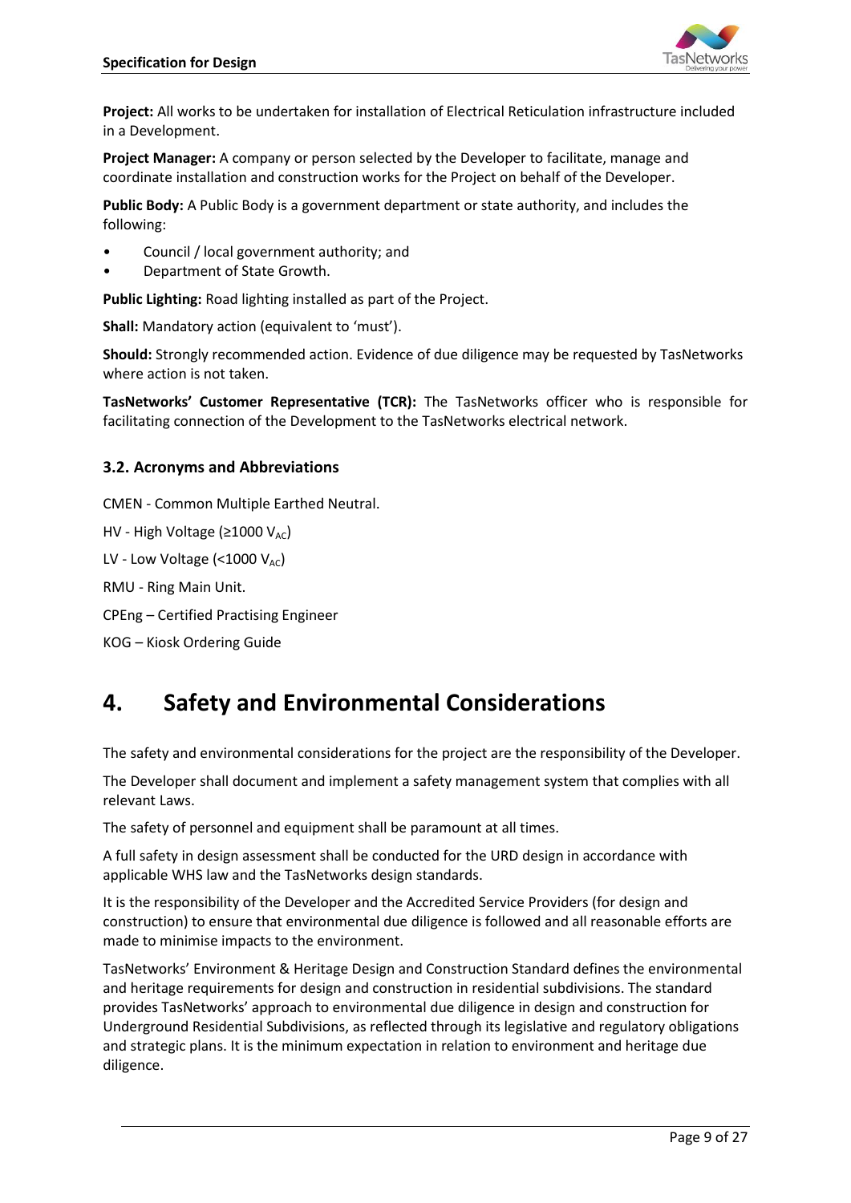**Project:** All works to be undertaken for installation of Electrical Reticulation infrastructure included in a Development.

**Project Manager:** A company or person selected by the Developer to facilitate, manage and coordinate installation and construction works for the Project on behalf of the Developer.

**Public Body:** A Public Body is a government department or state authority, and includes the following:

- Council / local government authority; and
- Department of State Growth.

**Public Lighting:** Road lighting installed as part of the Project.

**Shall:** Mandatory action (equivalent to 'must').

**Should:** Strongly recommended action. Evidence of due diligence may be requested by TasNetworks where action is not taken.

**TasNetworks' Customer Representative (TCR):** The TasNetworks officer who is responsible for facilitating connection of the Development to the TasNetworks electrical network.

### 3.2. Acronyms and Abbreviations

CMEN - Common Multiple Earthed Neutral.

HV - High Voltage (≥1000 $V_{AC}$)

LV - Low Voltage (<1000 $V_{AC}$)

RMU - Ring Main Unit.

CPEng – Certified Practising Engineer

KOG – Kiosk Ordering Guide

## 4. Safety and Environmental Considerations

The safety and environmental considerations for the project are the responsibility of the Developer.

The Developer shall document and implement a safety management system that complies with all relevant Laws.

The safety of personnel and equipment shall be paramount at all times.

A full safety in design assessment shall be conducted for the URD design in accordance with applicable WHS law and the TasNetworks design standards.

It is the responsibility of the Developer and the Accredited Service Providers (for design and construction) to ensure that environmental due diligence is followed and all reasonable efforts are made to minimise impacts to the environment.

TasNetworks' Environment & Heritage Design and Construction Standard defines the environmental and heritage requirements for design and construction in residential subdivisions. The standard provides TasNetworks' approach to environmental due diligence in design and construction for Underground Residential Subdivisions, as reflected through its legislative and regulatory obligations and strategic plans. It is the minimum expectation in relation to environment and heritage due diligence.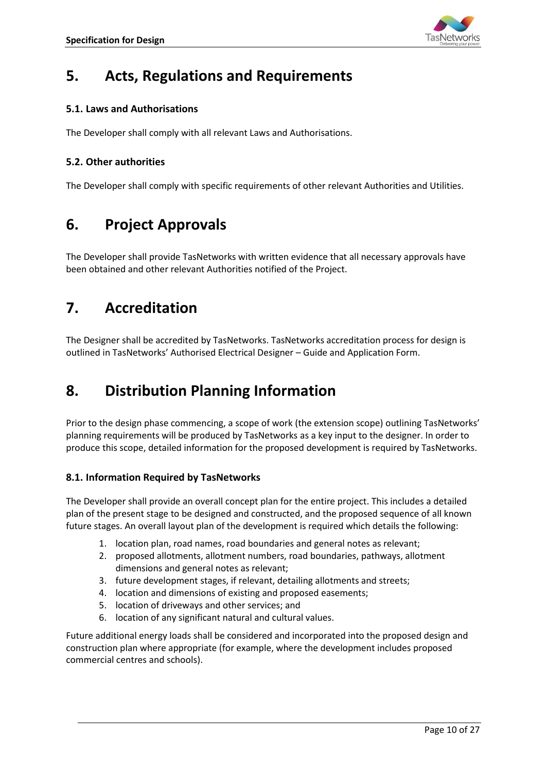# 5. Acts, Regulations and Requirements

### 5.1. Laws and Authorisations

The Developer shall comply with all relevant Laws and Authorisations.

### 5.2. Other authorities

The Developer shall comply with specific requirements of other relevant Authorities and Utilities.

# 6. Project Approvals

The Developer shall provide TasNetworks with written evidence that all necessary approvals have been obtained and other relevant Authorities notified of the Project.

# 7. Accreditation

The Designer shall be accredited by TasNetworks. TasNetworks accreditation process for design is outlined in TasNetworks' Authorised Electrical Designer – Guide and Application Form.

# 8. Distribution Planning Information

Prior to the design phase commencing, a scope of work (the extension scope) outlining TasNetworks' planning requirements will be produced by TasNetworks as a key input to the designer. In order to produce this scope, detailed information for the proposed development is required by TasNetworks.

### 8.1. Information Required by TasNetworks

The Developer shall provide an overall concept plan for the entire project. This includes a detailed plan of the present stage to be designed and constructed, and the proposed sequence of all known future stages. An overall layout plan of the development is required which details the following:

1. location plan, road names, road boundaries and general notes as relevant;
2. proposed allotments, allotment numbers, road boundaries, pathways, allotment dimensions and general notes as relevant;
3. future development stages, if relevant, detailing allotments and streets;
4. location and dimensions of existing and proposed easements;
5. location of driveways and other services; and
6. location of any significant natural and cultural values.

Future additional energy loads shall be considered and incorporated into the proposed design and construction plan where appropriate (for example, where the development includes proposed commercial centres and schools).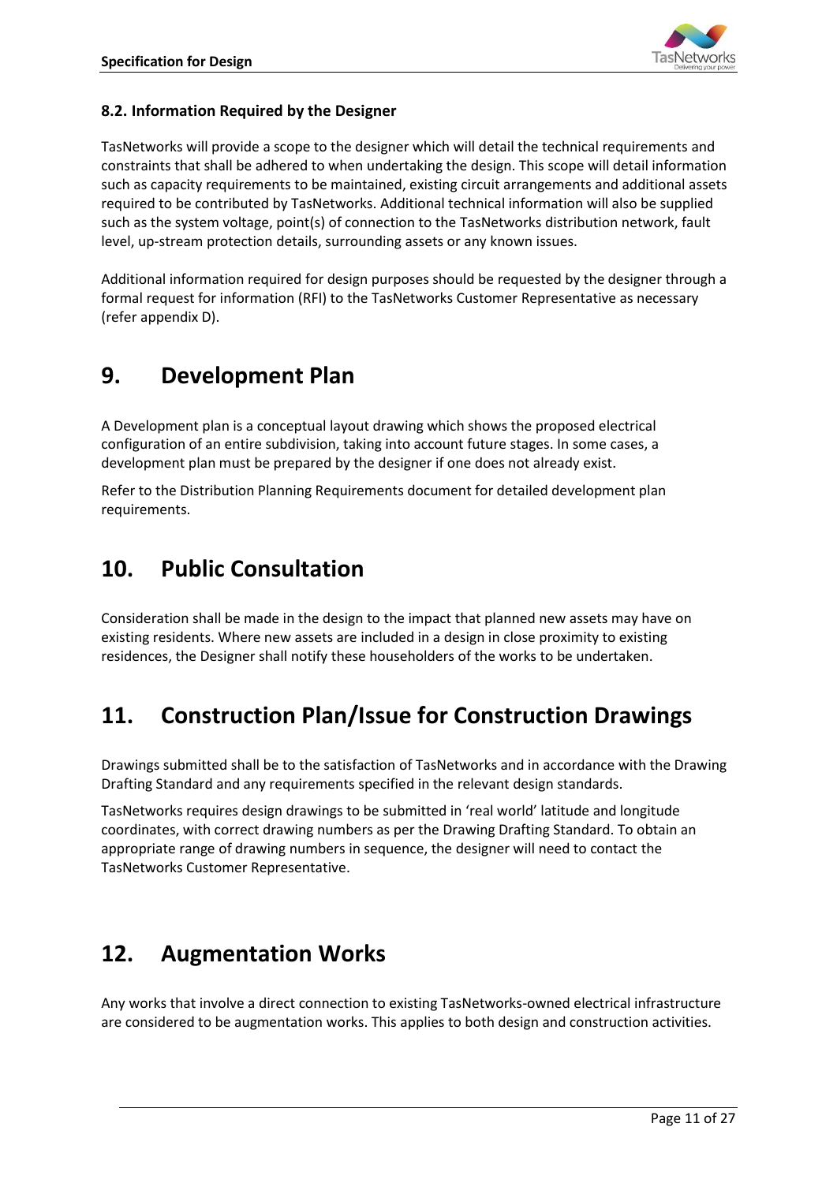### 8.2. Information Required by the Designer

TasNetworks will provide a scope to the designer which will detail the technical requirements and constraints that shall be adhered to when undertaking the design. This scope will detail information such as capacity requirements to be maintained, existing circuit arrangements and additional assets required to be contributed by TasNetworks. Additional technical information will also be supplied such as the system voltage, point(s) of connection to the TasNetworks distribution network, fault level, up-stream protection details, surrounding assets or any known issues.

Additional information required for design purposes should be requested by the designer through a formal request for information (RFI) to the TasNetworks Customer Representative as necessary (refer appendix D).

# 9. Development Plan

A Development plan is a conceptual layout drawing which shows the proposed electrical configuration of an entire subdivision, taking into account future stages. In some cases, a development plan must be prepared by the designer if one does not already exist.

Refer to the Distribution Planning Requirements document for detailed development plan requirements.

# 10. Public Consultation

Consideration shall be made in the design to the impact that planned new assets may have on existing residents. Where new assets are included in a design in close proximity to existing residences, the Designer shall notify these householders of the works to be undertaken.

# 11. Construction Plan/Issue for Construction Drawings

Drawings submitted shall be to the satisfaction of TasNetworks and in accordance with the Drawing Drafting Standard and any requirements specified in the relevant design standards.

TasNetworks requires design drawings to be submitted in 'real world' latitude and longitude coordinates, with correct drawing numbers as per the Drawing Drafting Standard. To obtain an appropriate range of drawing numbers in sequence, the designer will need to contact the TasNetworks Customer Representative.

# 12. Augmentation Works

Any works that involve a direct connection to existing TasNetworks-owned electrical infrastructure are considered to be augmentation works. This applies to both design and construction activities.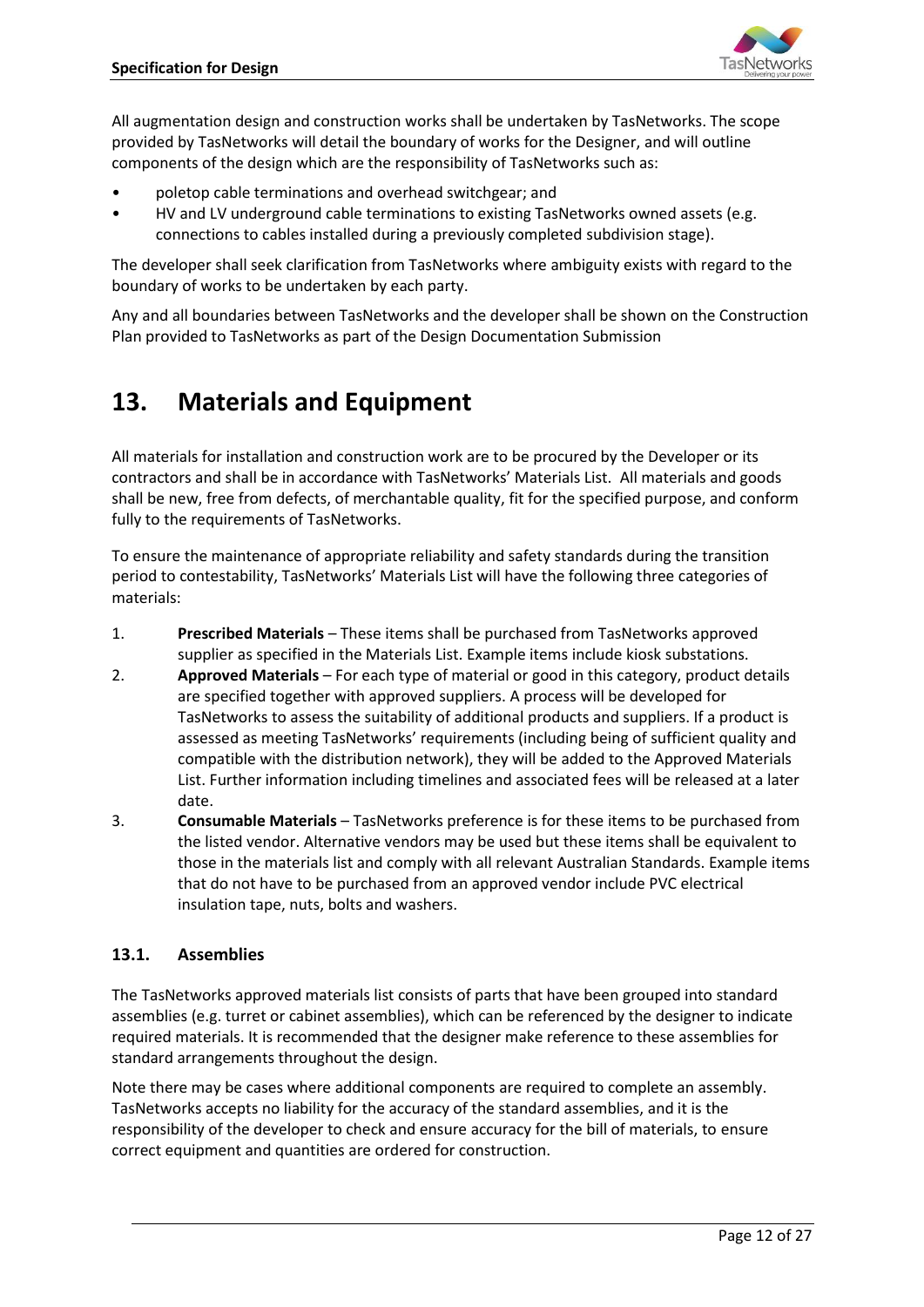All augmentation design and construction works shall be undertaken by TasNetworks. The scope provided by TasNetworks will detail the boundary of works for the Designer, and will outline components of the design which are the responsibility of TasNetworks such as:

- poletop cable terminations and overhead switchgear; and
- HV and LV underground cable terminations to existing TasNetworks owned assets (e.g. connections to cables installed during a previously completed subdivision stage).

The developer shall seek clarification from TasNetworks where ambiguity exists with regard to the boundary of works to be undertaken by each party.

Any and all boundaries between TasNetworks and the developer shall be shown on the Construction Plan provided to TasNetworks as part of the Design Documentation Submission

# 13. Materials and Equipment

All materials for installation and construction work are to be procured by the Developer or its contractors and shall be in accordance with TasNetworks' Materials List. All materials and goods shall be new, free from defects, of merchantable quality, fit for the specified purpose, and conform fully to the requirements of TasNetworks.

To ensure the maintenance of appropriate reliability and safety standards during the transition period to contestability, TasNetworks' Materials List will have the following three categories of materials:

1. **Prescribed Materials** – These items shall be purchased from TasNetworks approved supplier as specified in the Materials List. Example items include kiosk substations.
2. **Approved Materials** – For each type of material or good in this category, product details are specified together with approved suppliers. A process will be developed for TasNetworks to assess the suitability of additional products and suppliers. If a product is assessed as meeting TasNetworks' requirements (including being of sufficient quality and compatible with the distribution network), they will be added to the Approved Materials List. Further information including timelines and associated fees will be released at a later date.
3. **Consumable Materials** – TasNetworks preference is for these items to be purchased from the listed vendor. Alternative vendors may be used but these items shall be equivalent to those in the materials list and comply with all relevant Australian Standards. Example items that do not have to be purchased from an approved vendor include PVC electrical insulation tape, nuts, bolts and washers.

## 13.1. Assemblies

The TasNetworks approved materials list consists of parts that have been grouped into standard assemblies (e.g. turret or cabinet assemblies), which can be referenced by the designer to indicate required materials. It is recommended that the designer make reference to these assemblies for standard arrangements throughout the design.

Note there may be cases where additional components are required to complete an assembly. TasNetworks accepts no liability for the accuracy of the standard assemblies, and it is the responsibility of the developer to check and ensure accuracy for the bill of materials, to ensure correct equipment and quantities are ordered for construction.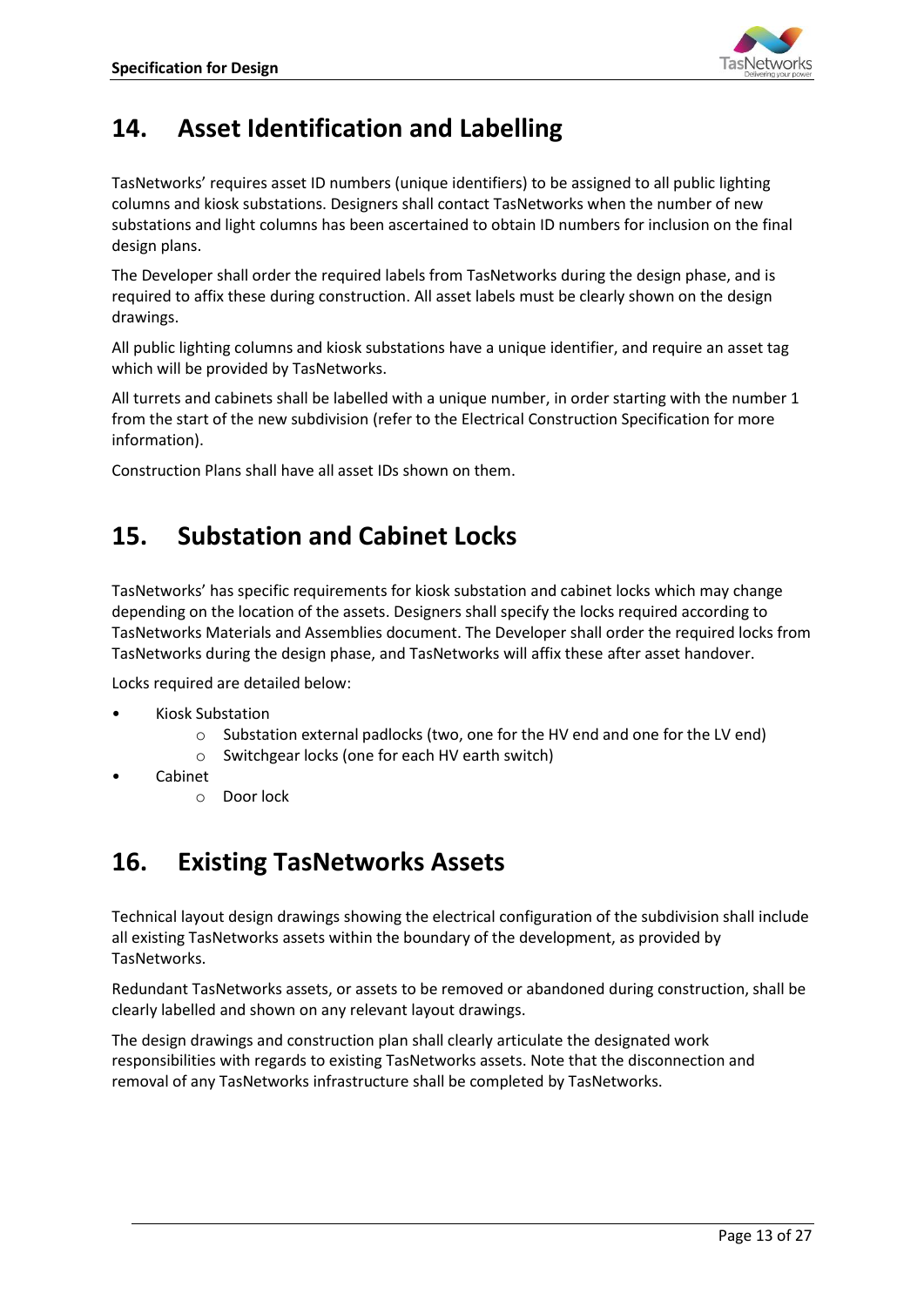## 14. Asset Identification and Labelling

TasNetworks' requires asset ID numbers (unique identifiers) to be assigned to all public lighting columns and kiosk substations. Designers shall contact TasNetworks when the number of new substations and light columns has been ascertained to obtain ID numbers for inclusion on the final design plans.

The Developer shall order the required labels from TasNetworks during the design phase, and is required to affix these during construction. All asset labels must be clearly shown on the design drawings.

All public lighting columns and kiosk substations have a unique identifier, and require an asset tag which will be provided by TasNetworks.

All turrets and cabinets shall be labelled with a unique number, in order starting with the number 1 from the start of the new subdivision (refer to the Electrical Construction Specification for more information).

Construction Plans shall have all asset IDs shown on them.

## 15. Substation and Cabinet Locks

TasNetworks' has specific requirements for kiosk substation and cabinet locks which may change depending on the location of the assets. Designers shall specify the locks required according to TasNetworks Materials and Assemblies document. The Developer shall order the required locks from TasNetworks during the design phase, and TasNetworks will affix these after asset handover.

Locks required are detailed below:

- Kiosk Substation
  - Substation external padlocks (two, one for the HV end and one for the LV end)
  - Switchgear locks (one for each HV earth switch)
- Cabinet
  - Door lock

## 16. Existing TasNetworks Assets

Technical layout design drawings showing the electrical configuration of the subdivision shall include all existing TasNetworks assets within the boundary of the development, as provided by TasNetworks.

Redundant TasNetworks assets, or assets to be removed or abandoned during construction, shall be clearly labelled and shown on any relevant layout drawings.

The design drawings and construction plan shall clearly articulate the designated work responsibilities with regards to existing TasNetworks assets. Note that the disconnection and removal of any TasNetworks infrastructure shall be completed by TasNetworks.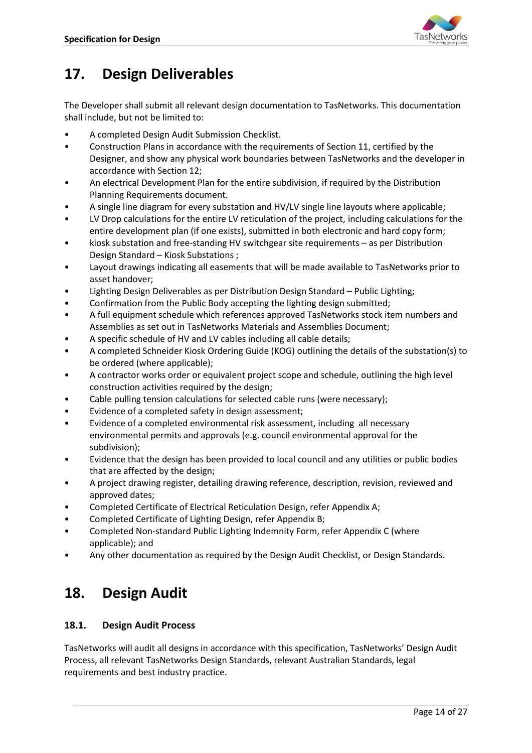# 17. Design Deliverables

The Developer shall submit all relevant design documentation to TasNetworks. This documentation shall include, but not be limited to:

- A completed Design Audit Submission Checklist.
- Construction Plans in accordance with the requirements of Section 11, certified by the Designer, and show any physical work boundaries between TasNetworks and the developer in accordance with Section 12;
- An electrical Development Plan for the entire subdivision, if required by the Distribution Planning Requirements document.
- A single line diagram for every substation and HV/LV single line layouts where applicable;
- LV Drop calculations for the entire LV reticulation of the project, including calculations for the entire development plan (if one exists), submitted in both electronic and hard copy form;
- kiosk substation and free-standing HV switchgear site requirements – as per Distribution Design Standard – Kiosk Substations ;
- Layout drawings indicating all easements that will be made available to TasNetworks prior to asset handover;
- Lighting Design Deliverables as per Distribution Design Standard – Public Lighting;
- Confirmation from the Public Body accepting the lighting design submitted;
- A full equipment schedule which references approved TasNetworks stock item numbers and Assemblies as set out in TasNetworks Materials and Assemblies Document;
- A specific schedule of HV and LV cables including all cable details;
- A completed Schneider Kiosk Ordering Guide (KOG) outlining the details of the substation(s) to be ordered (where applicable);
- A contractor works order or equivalent project scope and schedule, outlining the high level construction activities required by the design;
- Cable pulling tension calculations for selected cable runs (were necessary);
- Evidence of a completed safety in design assessment;
- Evidence of a completed environmental risk assessment, including all necessary environmental permits and approvals (e.g. council environmental approval for the subdivision);
- Evidence that the design has been provided to local council and any utilities or public bodies that are affected by the design;
- A project drawing register, detailing drawing reference, description, revision, reviewed and approved dates;
- Completed Certificate of Electrical Reticulation Design, refer Appendix A;
- Completed Certificate of Lighting Design, refer Appendix B;
- Completed Non-standard Public Lighting Indemnity Form, refer Appendix C (where applicable); and
- Any other documentation as required by the Design Audit Checklist, or Design Standards.

# 18. Design Audit

## 18.1. Design Audit Process

TasNetworks will audit all designs in accordance with this specification, TasNetworks' Design Audit Process, all relevant TasNetworks Design Standards, relevant Australian Standards, legal requirements and best industry practice.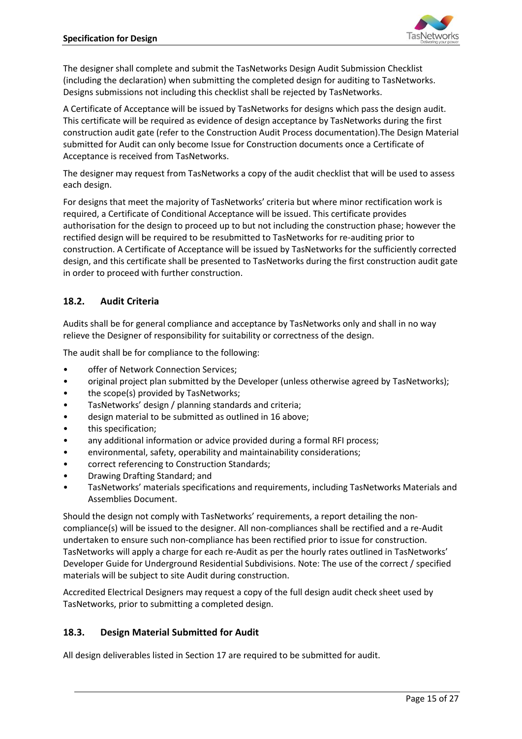The designer shall complete and submit the TasNetworks Design Audit Submission Checklist (including the declaration) when submitting the completed design for auditing to TasNetworks. Designs submissions not including this checklist shall be rejected by TasNetworks.

A Certificate of Acceptance will be issued by TasNetworks for designs which pass the design audit. This certificate will be required as evidence of design acceptance by TasNetworks during the first construction audit gate (refer to the Construction Audit Process documentation).The Design Material submitted for Audit can only become Issue for Construction documents once a Certificate of Acceptance is received from TasNetworks.

The designer may request from TasNetworks a copy of the audit checklist that will be used to assess each design.

For designs that meet the majority of TasNetworks' criteria but where minor rectification work is required, a Certificate of Conditional Acceptance will be issued. This certificate provides authorisation for the design to proceed up to but not including the construction phase; however the rectified design will be required to be resubmitted to TasNetworks for re-auditing prior to construction. A Certificate of Acceptance will be issued by TasNetworks for the sufficiently corrected design, and this certificate shall be presented to TasNetworks during the first construction audit gate in order to proceed with further construction.

### 18.2. Audit Criteria

Audits shall be for general compliance and acceptance by TasNetworks only and shall in no way relieve the Designer of responsibility for suitability or correctness of the design.

The audit shall be for compliance to the following:

- offer of Network Connection Services;
- original project plan submitted by the Developer (unless otherwise agreed by TasNetworks);
- the scope(s) provided by TasNetworks;
- TasNetworks' design / planning standards and criteria;
- design material to be submitted as outlined in 16 above;
- this specification;
- any additional information or advice provided during a formal RFI process;
- environmental, safety, operability and maintainability considerations;
- correct referencing to Construction Standards;
- Drawing Drafting Standard; and
- TasNetworks' materials specifications and requirements, including TasNetworks Materials and Assemblies Document.

Should the design not comply with TasNetworks' requirements, a report detailing the non-compliance(s) will be issued to the designer. All non-compliances shall be rectified and a re-Audit undertaken to ensure such non-compliance has been rectified prior to issue for construction. TasNetworks will apply a charge for each re-Audit as per the hourly rates outlined in TasNetworks' Developer Guide for Underground Residential Subdivisions. Note: The use of the correct / specified materials will be subject to site Audit during construction.

Accredited Electrical Designers may request a copy of the full design audit check sheet used by TasNetworks, prior to submitting a completed design.

### 18.3. Design Material Submitted for Audit

All design deliverables listed in Section 17 are required to be submitted for audit.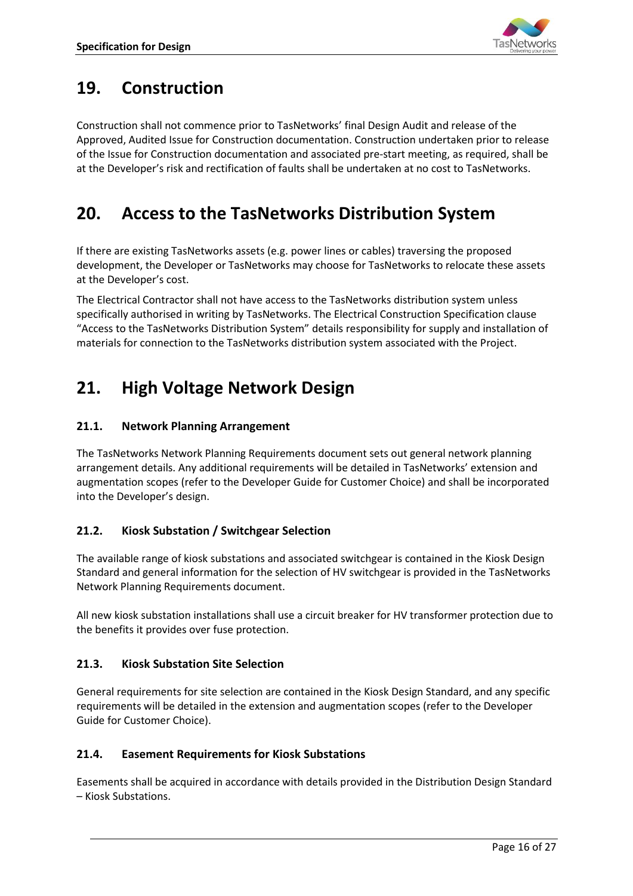# 19. Construction

Construction shall not commence prior to TasNetworks' final Design Audit and release of the Approved, Audited Issue for Construction documentation. Construction undertaken prior to release of the Issue for Construction documentation and associated pre-start meeting, as required, shall be at the Developer's risk and rectification of faults shall be undertaken at no cost to TasNetworks.

# 20. Access to the TasNetworks Distribution System

If there are existing TasNetworks assets (e.g. power lines or cables) traversing the proposed development, the Developer or TasNetworks may choose for TasNetworks to relocate these assets at the Developer's cost.

The Electrical Contractor shall not have access to the TasNetworks distribution system unless specifically authorised in writing by TasNetworks. The Electrical Construction Specification clause "Access to the TasNetworks Distribution System" details responsibility for supply and installation of materials for connection to the TasNetworks distribution system associated with the Project.

# 21. High Voltage Network Design

## 21.1. Network Planning Arrangement

The TasNetworks Network Planning Requirements document sets out general network planning arrangement details. Any additional requirements will be detailed in TasNetworks' extension and augmentation scopes (refer to the Developer Guide for Customer Choice) and shall be incorporated into the Developer's design.

## 21.2. Kiosk Substation / Switchgear Selection

The available range of kiosk substations and associated switchgear is contained in the Kiosk Design Standard and general information for the selection of HV switchgear is provided in the TasNetworks Network Planning Requirements document.

All new kiosk substation installations shall use a circuit breaker for HV transformer protection due to the benefits it provides over fuse protection.

## 21.3. Kiosk Substation Site Selection

General requirements for site selection are contained in the Kiosk Design Standard, and any specific requirements will be detailed in the extension and augmentation scopes (refer to the Developer Guide for Customer Choice).

## 21.4. Easement Requirements for Kiosk Substations

Easements shall be acquired in accordance with details provided in the Distribution Design Standard – Kiosk Substations.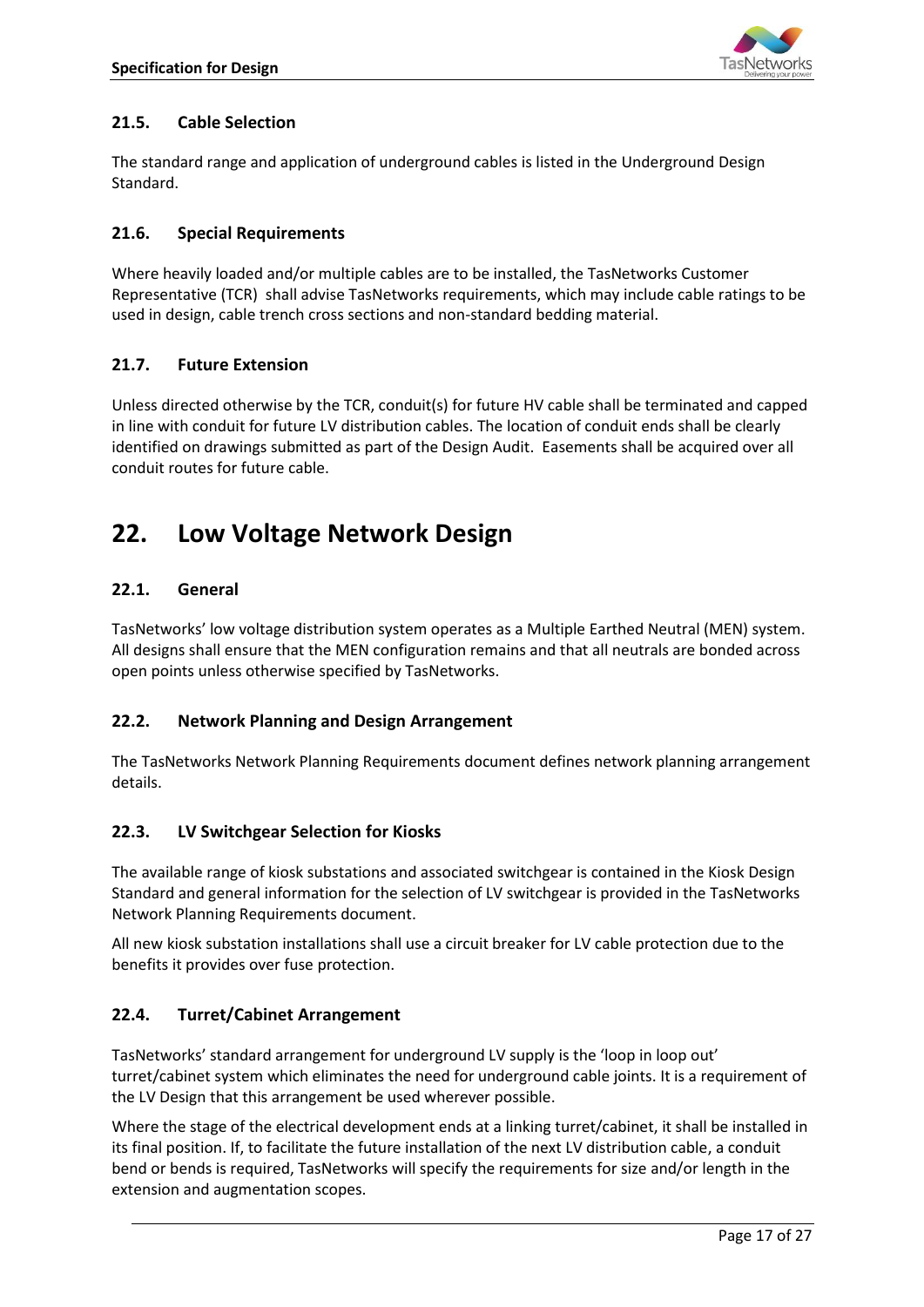### 21.5. Cable Selection

The standard range and application of underground cables is listed in the Underground Design Standard.

### 21.6. Special Requirements

Where heavily loaded and/or multiple cables are to be installed, the TasNetworks Customer Representative (TCR) shall advise TasNetworks requirements, which may include cable ratings to be used in design, cable trench cross sections and non-standard bedding material.

### 21.7. Future Extension

Unless directed otherwise by the TCR, conduit(s) for future HV cable shall be terminated and capped in line with conduit for future LV distribution cables. The location of conduit ends shall be clearly identified on drawings submitted as part of the Design Audit. Easements shall be acquired over all conduit routes for future cable.

## 22. Low Voltage Network Design

### 22.1. General

TasNetworks' low voltage distribution system operates as a Multiple Earthed Neutral (MEN) system. All designs shall ensure that the MEN configuration remains and that all neutrals are bonded across open points unless otherwise specified by TasNetworks.

### 22.2. Network Planning and Design Arrangement

The TasNetworks Network Planning Requirements document defines network planning arrangement details.

### 22.3. LV Switchgear Selection for Kiosks

The available range of kiosk substations and associated switchgear is contained in the Kiosk Design Standard and general information for the selection of LV switchgear is provided in the TasNetworks Network Planning Requirements document.

All new kiosk substation installations shall use a circuit breaker for LV cable protection due to the benefits it provides over fuse protection.

### 22.4. Turret/Cabinet Arrangement

TasNetworks' standard arrangement for underground LV supply is the 'loop in loop out' turret/cabinet system which eliminates the need for underground cable joints. It is a requirement of the LV Design that this arrangement be used wherever possible.

Where the stage of the electrical development ends at a linking turret/cabinet, it shall be installed in its final position. If, to facilitate the future installation of the next LV distribution cable, a conduit bend or bends is required, TasNetworks will specify the requirements for size and/or length in the extension and augmentation scopes.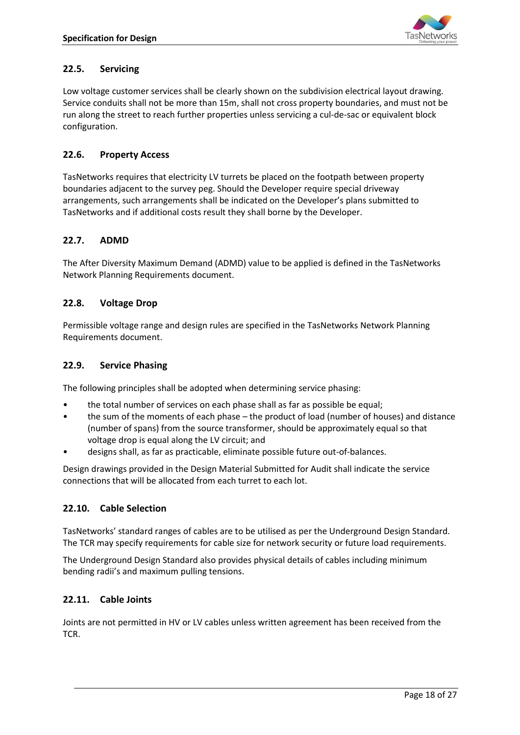## 22.5. Servicing

Low voltage customer services shall be clearly shown on the subdivision electrical layout drawing. Service conduits shall not be more than 15m, shall not cross property boundaries, and must not be run along the street to reach further properties unless servicing a cul-de-sac or equivalent block configuration.

## 22.6. Property Access

TasNetworks requires that electricity LV turrets be placed on the footpath between property boundaries adjacent to the survey peg. Should the Developer require special driveway arrangements, such arrangements shall be indicated on the Developer's plans submitted to TasNetworks and if additional costs result they shall borne by the Developer.

## 22.7. ADMD

The After Diversity Maximum Demand (ADMD) value to be applied is defined in the TasNetworks Network Planning Requirements document.

## 22.8. Voltage Drop

Permissible voltage range and design rules are specified in the TasNetworks Network Planning Requirements document.

## 22.9. Service Phasing

The following principles shall be adopted when determining service phasing:

- the total number of services on each phase shall as far as possible be equal;
- the sum of the moments of each phase – the product of load (number of houses) and distance (number of spans) from the source transformer, should be approximately equal so that voltage drop is equal along the LV circuit; and
- designs shall, as far as practicable, eliminate possible future out-of-balances.

Design drawings provided in the Design Material Submitted for Audit shall indicate the service connections that will be allocated from each turret to each lot.

## 22.10. Cable Selection

TasNetworks' standard ranges of cables are to be utilised as per the Underground Design Standard. The TCR may specify requirements for cable size for network security or future load requirements.

The Underground Design Standard also provides physical details of cables including minimum bending radii's and maximum pulling tensions.

## 22.11. Cable Joints

Joints are not permitted in HV or LV cables unless written agreement has been received from the TCR.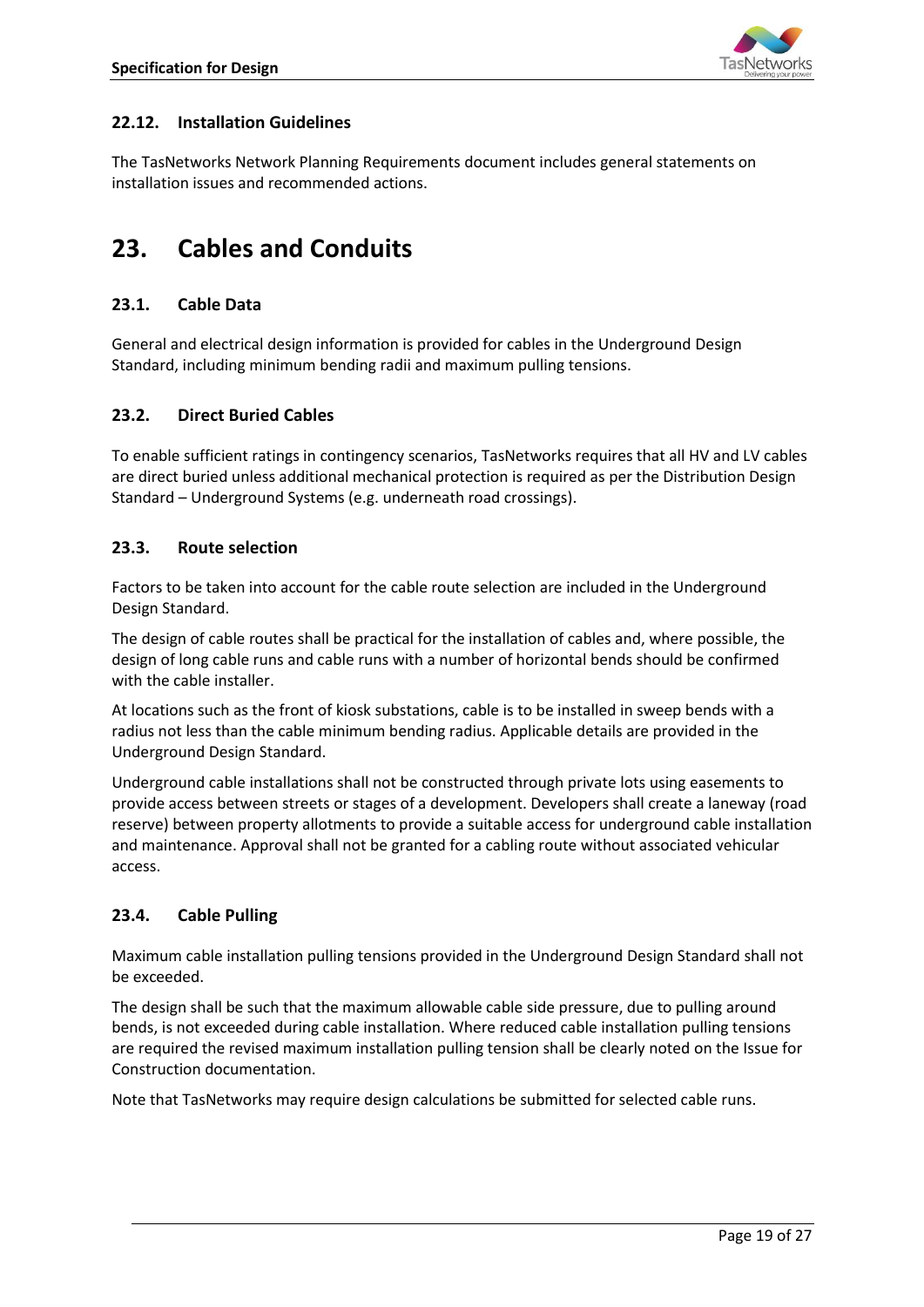### 22.12. Installation Guidelines

The TasNetworks Network Planning Requirements document includes general statements on installation issues and recommended actions.

# 23. Cables and Conduits

### 23.1. Cable Data

General and electrical design information is provided for cables in the Underground Design Standard, including minimum bending radii and maximum pulling tensions.

### 23.2. Direct Buried Cables

To enable sufficient ratings in contingency scenarios, TasNetworks requires that all HV and LV cables are direct buried unless additional mechanical protection is required as per the Distribution Design Standard – Underground Systems (e.g. underneath road crossings).

### 23.3. Route selection

Factors to be taken into account for the cable route selection are included in the Underground Design Standard.

The design of cable routes shall be practical for the installation of cables and, where possible, the design of long cable runs and cable runs with a number of horizontal bends should be confirmed with the cable installer.

At locations such as the front of kiosk substations, cable is to be installed in sweep bends with a radius not less than the cable minimum bending radius. Applicable details are provided in the Underground Design Standard.

Underground cable installations shall not be constructed through private lots using easements to provide access between streets or stages of a development. Developers shall create a laneway (road reserve) between property allotments to provide a suitable access for underground cable installation and maintenance. Approval shall not be granted for a cabling route without associated vehicular access.

### 23.4. Cable Pulling

Maximum cable installation pulling tensions provided in the Underground Design Standard shall not be exceeded.

The design shall be such that the maximum allowable cable side pressure, due to pulling around bends, is not exceeded during cable installation. Where reduced cable installation pulling tensions are required the revised maximum installation pulling tension shall be clearly noted on the Issue for Construction documentation.

Note that TasNetworks may require design calculations be submitted for selected cable runs.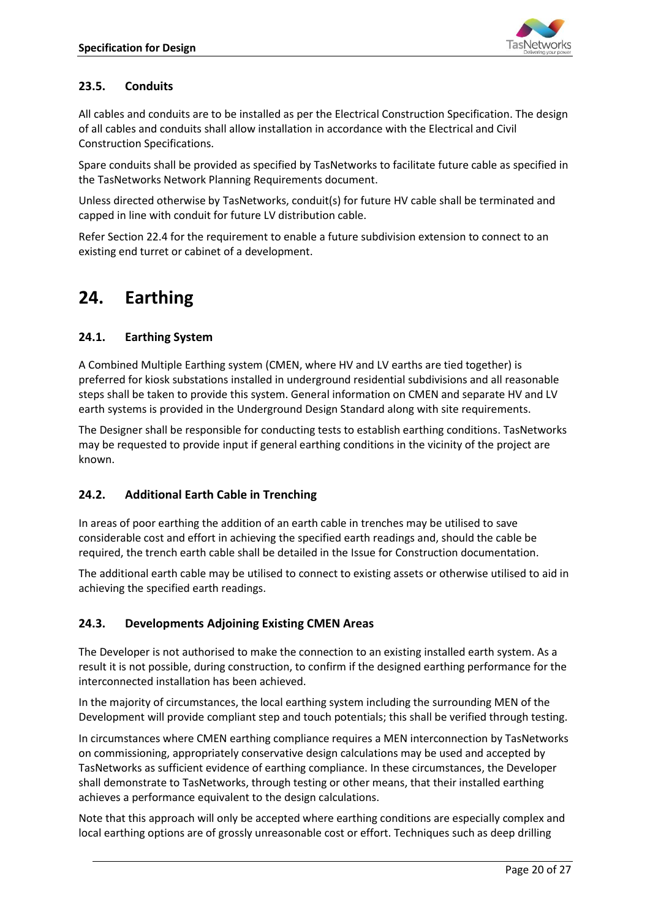### 23.5. Conduits

All cables and conduits are to be installed as per the Electrical Construction Specification. The design of all cables and conduits shall allow installation in accordance with the Electrical and Civil Construction Specifications.

Spare conduits shall be provided as specified by TasNetworks to facilitate future cable as specified in the TasNetworks Network Planning Requirements document.

Unless directed otherwise by TasNetworks, conduit(s) for future HV cable shall be terminated and capped in line with conduit for future LV distribution cable.

Refer Section 22.4 for the requirement to enable a future subdivision extension to connect to an existing end turret or cabinet of a development.

## 24. Earthing

### 24.1. Earthing System

A Combined Multiple Earthing system (CMEN, where HV and LV earths are tied together) is preferred for kiosk substations installed in underground residential subdivisions and all reasonable steps shall be taken to provide this system. General information on CMEN and separate HV and LV earth systems is provided in the Underground Design Standard along with site requirements.

The Designer shall be responsible for conducting tests to establish earthing conditions. TasNetworks may be requested to provide input if general earthing conditions in the vicinity of the project are known.

### 24.2. Additional Earth Cable in Trenching

In areas of poor earthing the addition of an earth cable in trenches may be utilised to save considerable cost and effort in achieving the specified earth readings and, should the cable be required, the trench earth cable shall be detailed in the Issue for Construction documentation.

The additional earth cable may be utilised to connect to existing assets or otherwise utilised to aid in achieving the specified earth readings.

### 24.3. Developments Adjoining Existing CMEN Areas

The Developer is not authorised to make the connection to an existing installed earth system. As a result it is not possible, during construction, to confirm if the designed earthing performance for the interconnected installation has been achieved.

In the majority of circumstances, the local earthing system including the surrounding MEN of the Development will provide compliant step and touch potentials; this shall be verified through testing.

In circumstances where CMEN earthing compliance requires a MEN interconnection by TasNetworks on commissioning, appropriately conservative design calculations may be used and accepted by TasNetworks as sufficient evidence of earthing compliance. In these circumstances, the Developer shall demonstrate to TasNetworks, through testing or other means, that their installed earthing achieves a performance equivalent to the design calculations.

Note that this approach will only be accepted where earthing conditions are especially complex and local earthing options are of grossly unreasonable cost or effort. Techniques such as deep drilling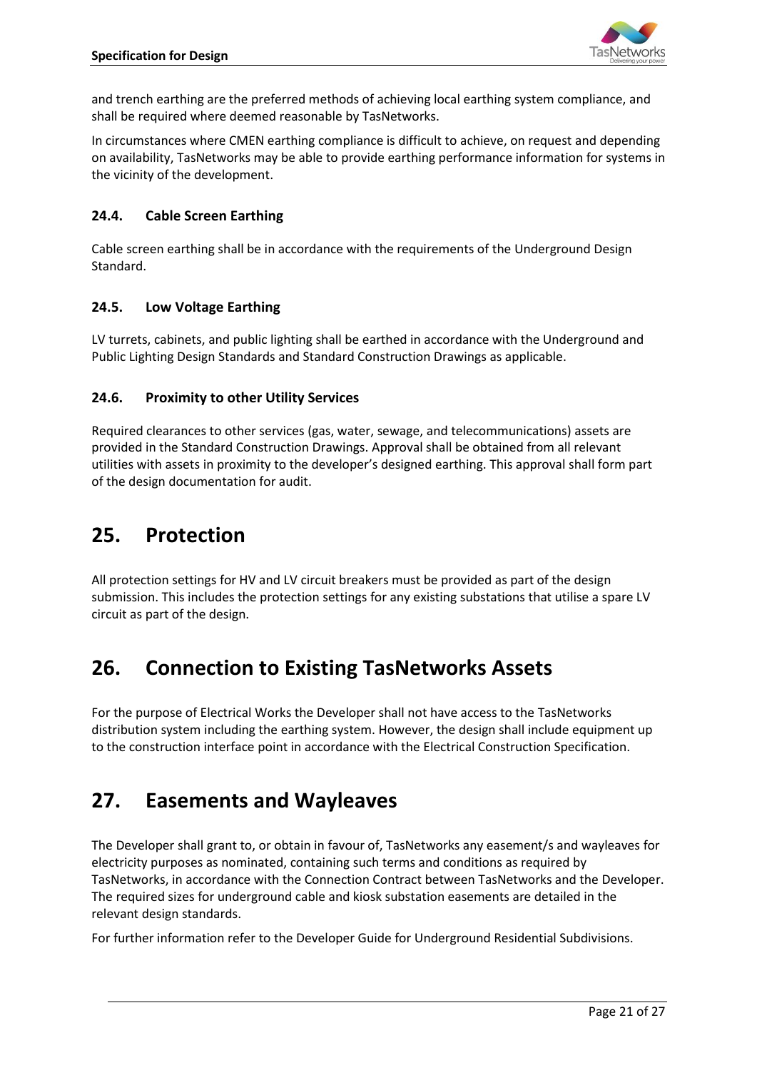and trench earthing are the preferred methods of achieving local earthing system compliance, and shall be required where deemed reasonable by TasNetworks.

In circumstances where CMEN earthing compliance is difficult to achieve, on request and depending on availability, TasNetworks may be able to provide earthing performance information for systems in the vicinity of the development.

### 24.4. Cable Screen Earthing

Cable screen earthing shall be in accordance with the requirements of the Underground Design Standard.

### 24.5. Low Voltage Earthing

LV turrets, cabinets, and public lighting shall be earthed in accordance with the Underground and Public Lighting Design Standards and Standard Construction Drawings as applicable.

### 24.6. Proximity to other Utility Services

Required clearances to other services (gas, water, sewage, and telecommunications) assets are provided in the Standard Construction Drawings. Approval shall be obtained from all relevant utilities with assets in proximity to the developer's designed earthing. This approval shall form part of the design documentation for audit.

## 25. Protection

All protection settings for HV and LV circuit breakers must be provided as part of the design submission. This includes the protection settings for any existing substations that utilise a spare LV circuit as part of the design.

## 26. Connection to Existing TasNetworks Assets

For the purpose of Electrical Works the Developer shall not have access to the TasNetworks distribution system including the earthing system. However, the design shall include equipment up to the construction interface point in accordance with the Electrical Construction Specification.

## 27. Easements and Wayleaves

The Developer shall grant to, or obtain in favour of, TasNetworks any easement/s and wayleaves for electricity purposes as nominated, containing such terms and conditions as required by TasNetworks, in accordance with the Connection Contract between TasNetworks and the Developer. The required sizes for underground cable and kiosk substation easements are detailed in the relevant design standards.

For further information refer to the Developer Guide for Underground Residential Subdivisions.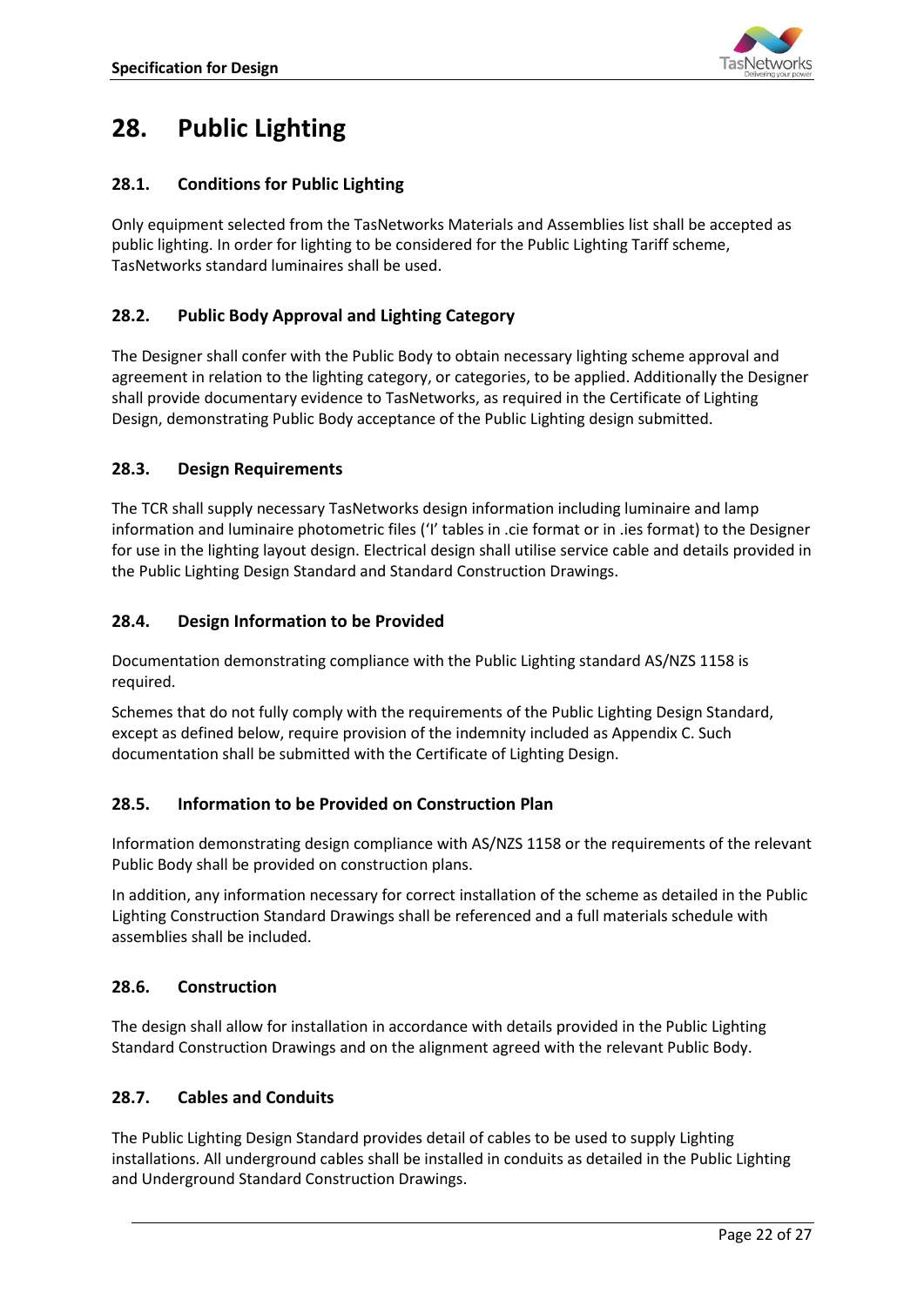# 28. Public Lighting

## 28.1. Conditions for Public Lighting

Only equipment selected from the TasNetworks Materials and Assemblies list shall be accepted as public lighting. In order for lighting to be considered for the Public Lighting Tariff scheme, TasNetworks standard luminaires shall be used.

## 28.2. Public Body Approval and Lighting Category

The Designer shall confer with the Public Body to obtain necessary lighting scheme approval and agreement in relation to the lighting category, or categories, to be applied. Additionally the Designer shall provide documentary evidence to TasNetworks, as required in the Certificate of Lighting Design, demonstrating Public Body acceptance of the Public Lighting design submitted.

## 28.3. Design Requirements

The TCR shall supply necessary TasNetworks design information including luminaire and lamp information and luminaire photometric files ('I' tables in .cie format or in .ies format) to the Designer for use in the lighting layout design. Electrical design shall utilise service cable and details provided in the Public Lighting Design Standard and Standard Construction Drawings.

## 28.4. Design Information to be Provided

Documentation demonstrating compliance with the Public Lighting standard AS/NZS 1158 is required.

Schemes that do not fully comply with the requirements of the Public Lighting Design Standard, except as defined below, require provision of the indemnity included as Appendix C. Such documentation shall be submitted with the Certificate of Lighting Design.

## 28.5. Information to be Provided on Construction Plan

Information demonstrating design compliance with AS/NZS 1158 or the requirements of the relevant Public Body shall be provided on construction plans.

In addition, any information necessary for correct installation of the scheme as detailed in the Public Lighting Construction Standard Drawings shall be referenced and a full materials schedule with assemblies shall be included.

## 28.6. Construction

The design shall allow for installation in accordance with details provided in the Public Lighting Standard Construction Drawings and on the alignment agreed with the relevant Public Body.

## 28.7. Cables and Conduits

The Public Lighting Design Standard provides detail of cables to be used to supply Lighting installations. All underground cables shall be installed in conduits as detailed in the Public Lighting and Underground Standard Construction Drawings.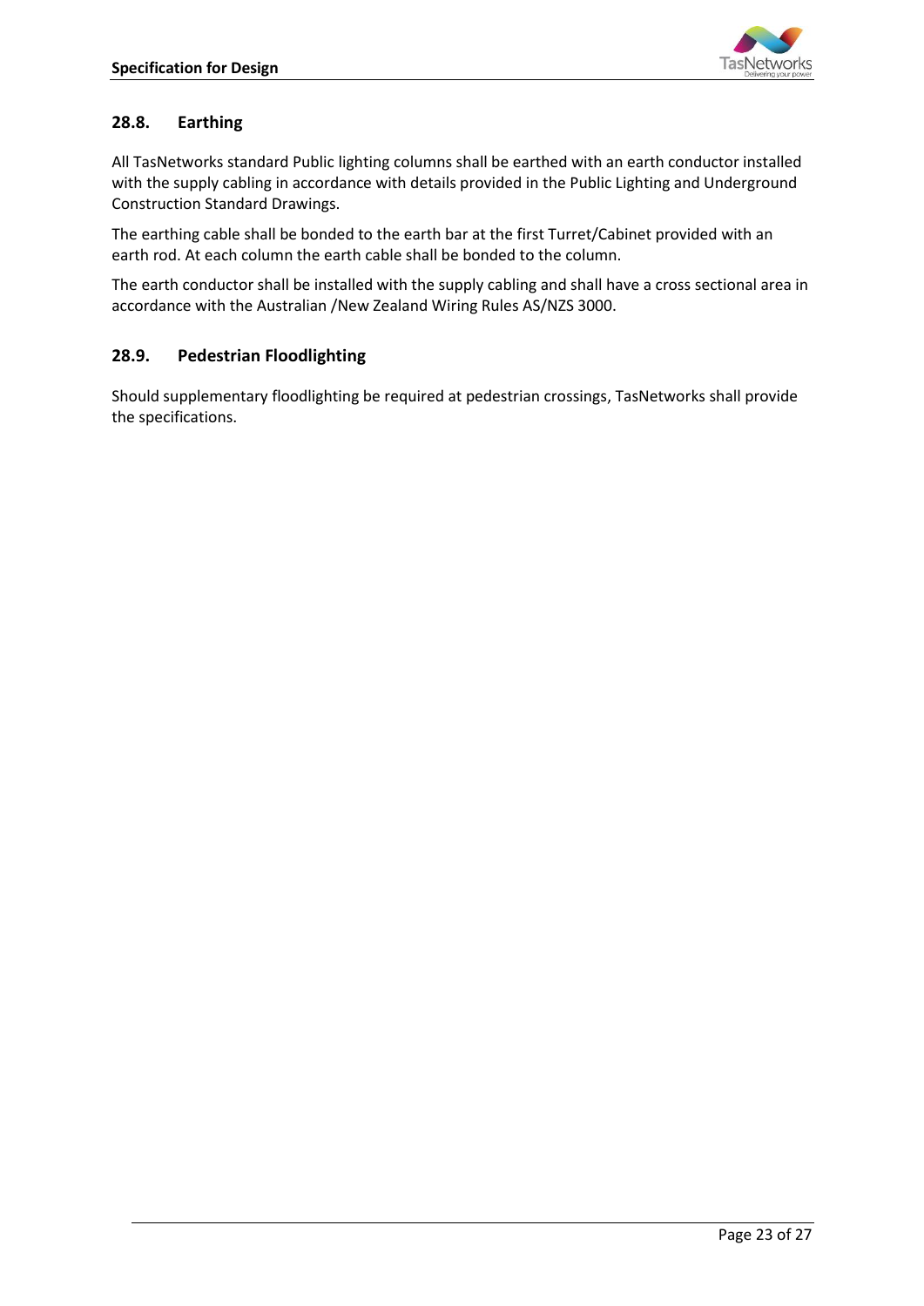## 28.8. Earthing

All TasNetworks standard Public lighting columns shall be earthed with an earth conductor installed with the supply cabling in accordance with details provided in the Public Lighting and Underground Construction Standard Drawings.

The earthing cable shall be bonded to the earth bar at the first Turret/Cabinet provided with an earth rod. At each column the earth cable shall be bonded to the column.

The earth conductor shall be installed with the supply cabling and shall have a cross sectional area in accordance with the Australian /New Zealand Wiring Rules AS/NZS 3000.

## 28.9. Pedestrian Floodlighting

Should supplementary floodlighting be required at pedestrian crossings, TasNetworks shall provide the specifications.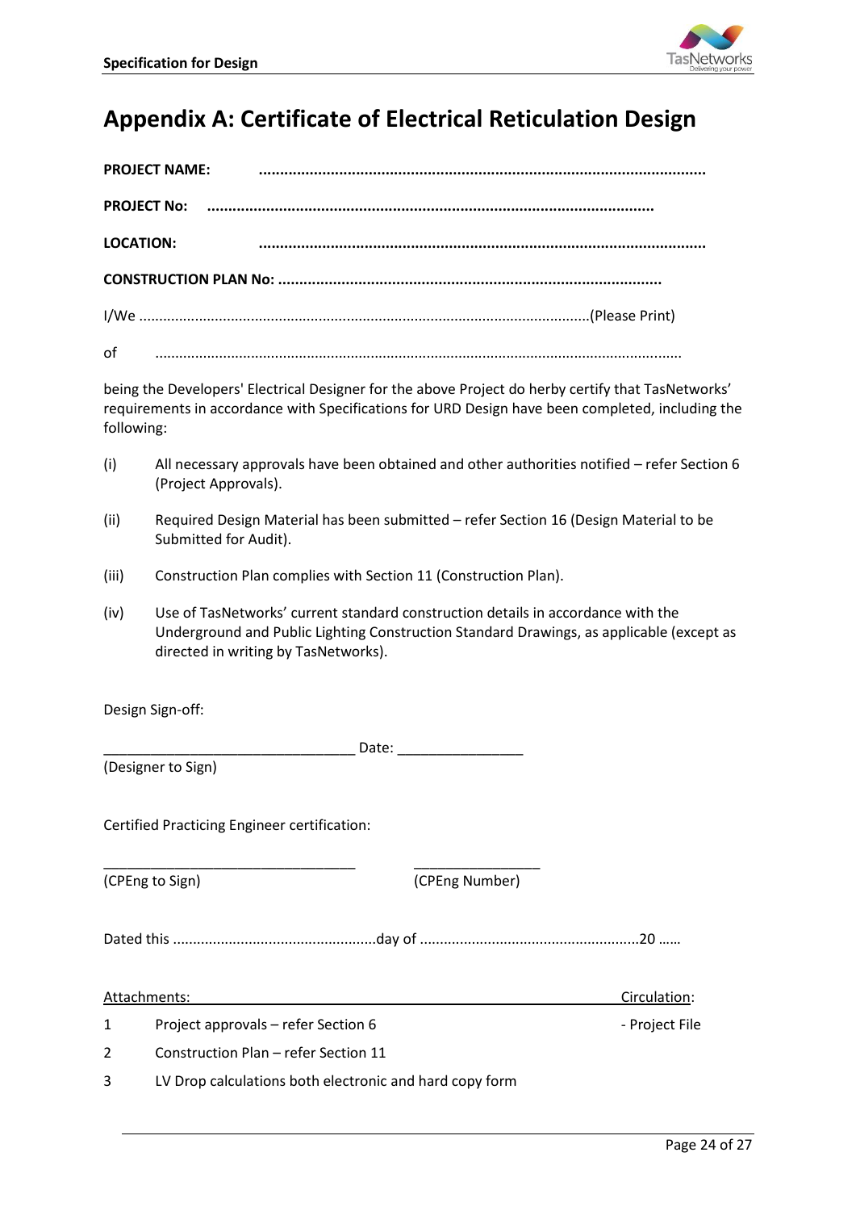# Appendix A: Certificate of Electrical Reticulation Design

**PROJECT NAME:** ..........................................................................................................

**PROJECT No:** ..........................................................................................................

**LOCATION:** ..........................................................................................................

**CONSTRUCTION PLAN No:** ..........................................................................................

I/We ..............................................................................................................(Please Print)

of ..................................................................................................................................

being the Developers' Electrical Designer for the above Project do herby certify that TasNetworks' requirements in accordance with Specifications for URD Design have been completed, including the following:

(i) All necessary approvals have been obtained and other authorities notified – refer Section 6 (Project Approvals).

(ii) Required Design Material has been submitted – refer Section 16 (Design Material to be Submitted for Audit).

(iii) Construction Plan complies with Section 11 (Construction Plan).

(iv) Use of TasNetworks' current standard construction details in accordance with the Underground and Public Lighting Construction Standard Drawings, as applicable (except as directed in writing by TasNetworks).

Design Sign-off:

________________________________ Date: ________________

(Designer to Sign)

Certified Practicing Engineer certification:

________________________________ ________________

(CPEng to Sign) (CPEng Number)

Dated this ..................................................day of ......................................................20 ……

| Attachments: | | Circulation: |
|---|---|---|
| 1 | Project approvals – refer Section 6 | - Project File |
| 2 | Construction Plan – refer Section 11 | |
| 3 | LV Drop calculations both electronic and hard copy form | |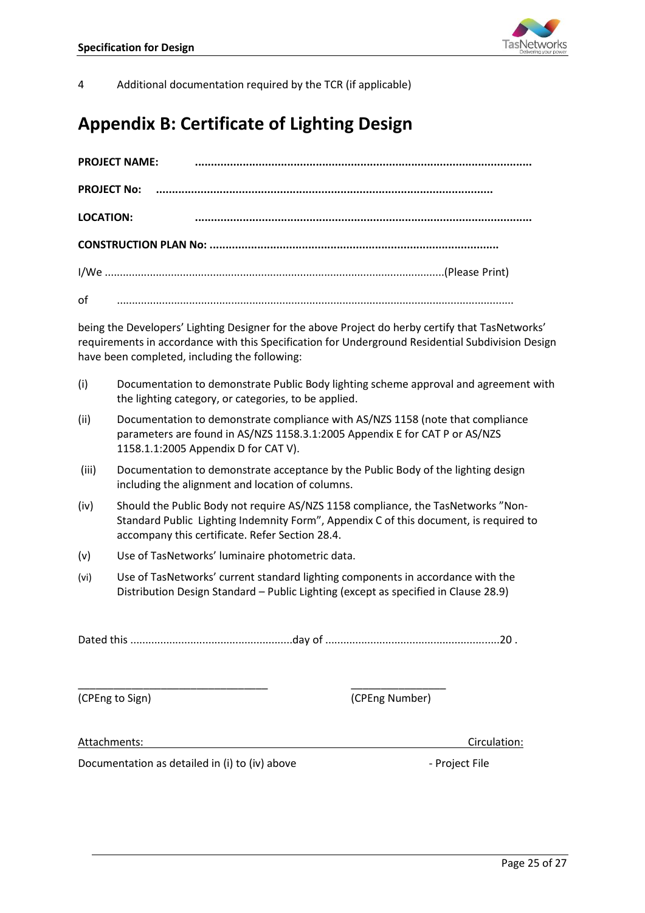4 Additional documentation required by the TCR (if applicable)

# Appendix B: Certificate of Lighting Design

**PROJECT NAME:** ........................................................................................................

**PROJECT No:** ........................................................................................................

**LOCATION:** ........................................................................................................

**CONSTRUCTION PLAN No:** ........................................................................................

I/We ..............................................................................................................(Please Print)

of .................................................................................................................................

being the Developers' Lighting Designer for the above Project do herby certify that TasNetworks' requirements in accordance with this Specification for Underground Residential Subdivision Design have been completed, including the following:

(i) Documentation to demonstrate Public Body lighting scheme approval and agreement with the lighting category, or categories, to be applied.

(ii) Documentation to demonstrate compliance with AS/NZS 1158 (note that compliance parameters are found in AS/NZS 1158.3.1:2005 Appendix E for CAT P or AS/NZS 1158.1.1:2005 Appendix D for CAT V).

(iii) Documentation to demonstrate acceptance by the Public Body of the lighting design including the alignment and location of columns.

(iv) Should the Public Body not require AS/NZS 1158 compliance, the TasNetworks "Non-Standard Public Lighting Indemnity Form", Appendix C of this document, is required to accompany this certificate. Refer Section 28.4.

(v) Use of TasNetworks' luminaire photometric data.

(vi) Use of TasNetworks' current standard lighting components in accordance with the Distribution Design Standard – Public Lighting (except as specified in Clause 28.9)

Dated this .....................................................day of .........................................................20 .

\_\_\_\_\_\_\_\_\_\_\_\_\_\_\_\_\_\_\_\_\_\_\_\_\_\_\_\_\_\_\_\_ \_\_\_\_\_\_\_\_\_\_\_\_\_\_\_\_

(CPEng to Sign) (CPEng Number)

Attachments: Circulation:

Documentation as detailed in (i) to (iv) above - Project File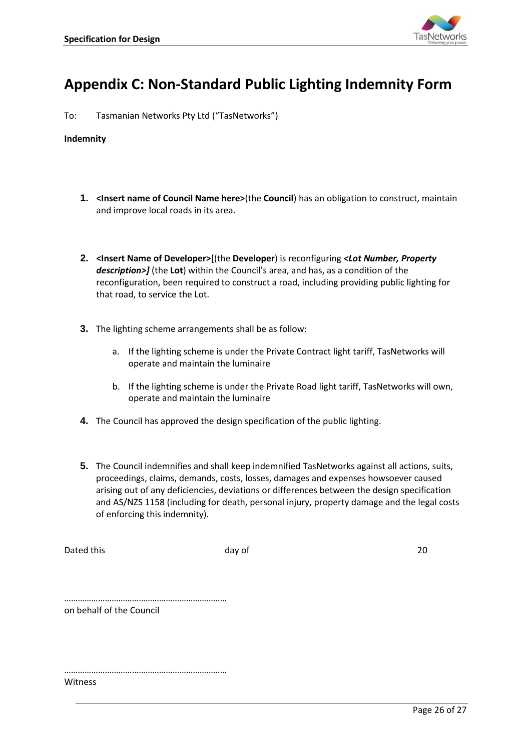# Appendix C: Non-Standard Public Lighting Indemnity Form

To: Tasmanian Networks Pty Ltd ("TasNetworks")

**Indemnity**

1. **<Insert name of Council Name here>**(the **Council**) has an obligation to construct, maintain and improve local roads in its area.

2. **<Insert Name of Developer>**[(the **Developer**) is reconfiguring ***<Lot Number, Property description>]*** (the **Lot**) within the Council's area, and has, as a condition of the reconfiguration, been required to construct a road, including providing public lighting for that road, to service the Lot.

3. The lighting scheme arrangements shall be as follow:

   a. If the lighting scheme is under the Private Contract light tariff, TasNetworks will operate and maintain the luminaire

   b. If the lighting scheme is under the Private Road light tariff, TasNetworks will own, operate and maintain the luminaire

4. The Council has approved the design specification of the public lighting.

5. The Council indemnifies and shall keep indemnified TasNetworks against all actions, suits, proceedings, claims, demands, costs, losses, damages and expenses howsoever caused arising out of any deficiencies, deviations or differences between the design specification and AS/NZS 1158 (including for death, personal injury, property damage and the legal costs of enforcing this indemnity).

Dated this day of 20

………………………………………………………………
on behalf of the Council

………………………………………………………………
Witness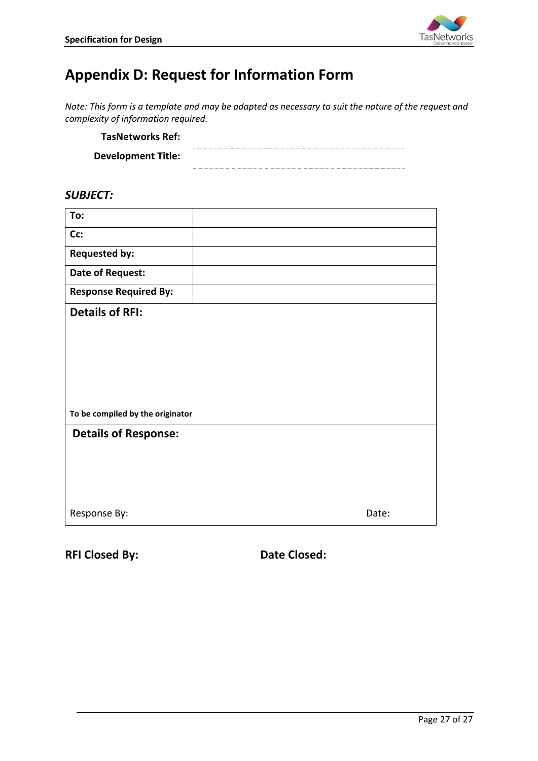# Appendix D: Request for Information Form

*Note: This form is a template and may be adapted as necessary to suit the nature of the request and complexity of information required.*

**TasNetworks Ref:**

**Development Title:**

***SUBJECT:***

| | |
|---|---|
| **To:** | |
| **Cc:** | |
| **Requested by:** | |
| **Date of Request:** | |
| **Response Required By:** | |
| **Details of RFI:**<br><br><br>**To be compiled by the originator** | |
| **Details of Response:**<br><br><br>Response By: Date: | |

**RFI Closed By:** **Date Closed:**